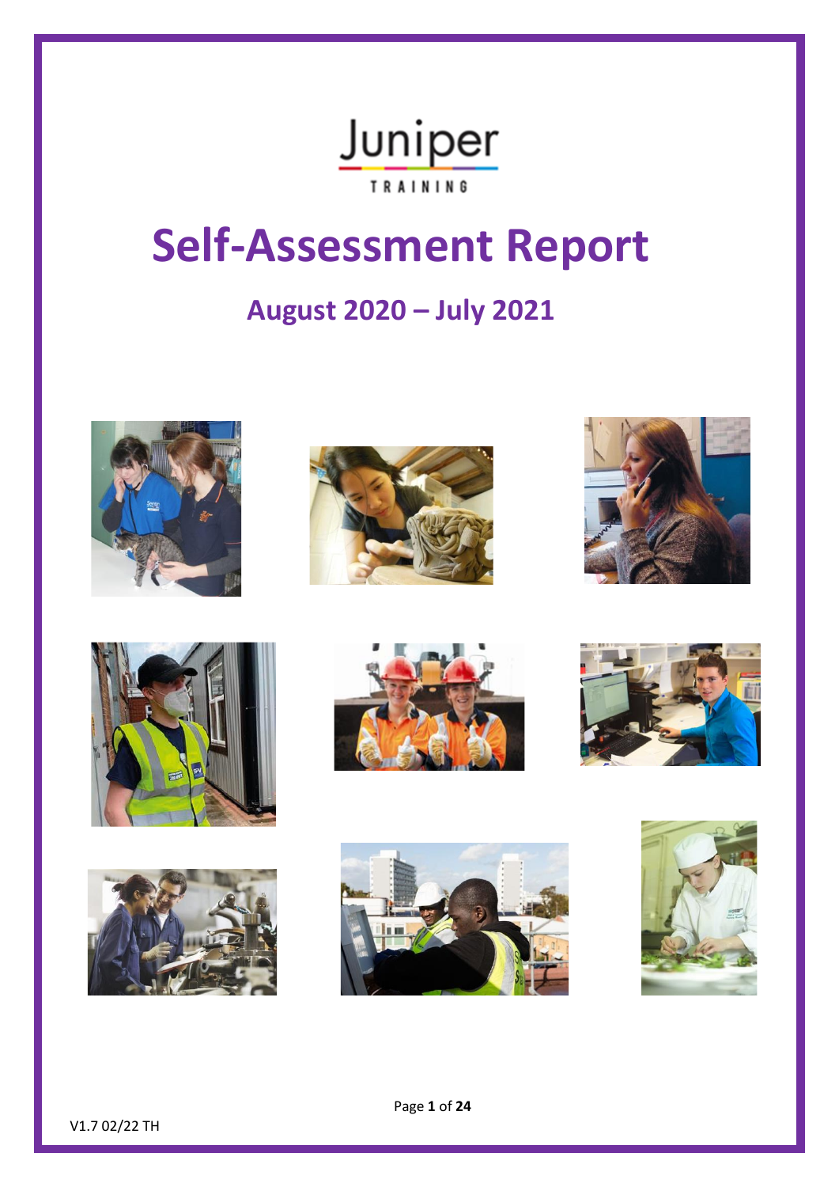Juniper

TRAINING

# Self-Assessment Report

## August 2020 – July 2021

V1.7 02/22 TH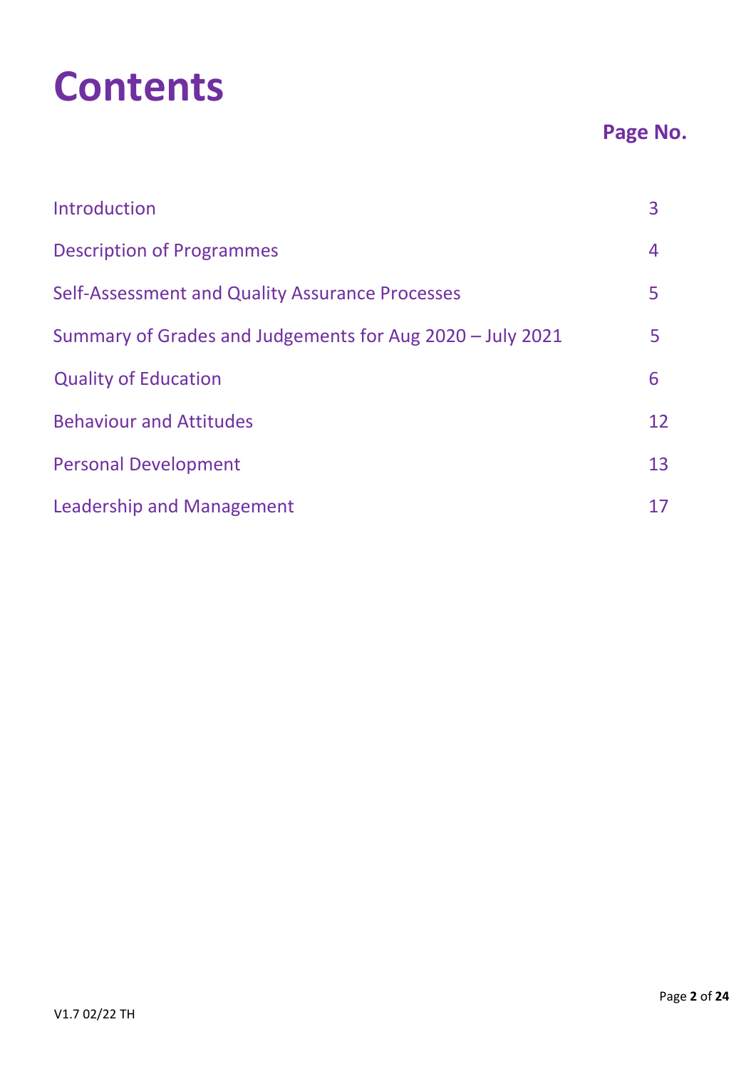# Contents

| | Page No. |
|---|---|
| Introduction | 3 |
| Description of Programmes | 4 |
| Self-Assessment and Quality Assurance Processes | 5 |
| Summary of Grades and Judgements for Aug 2020 – July 2021 | 5 |
| Quality of Education | 6 |
| Behaviour and Attitudes | 12 |
| Personal Development | 13 |
| Leadership and Management | 17 |

V1.7 02/22 TH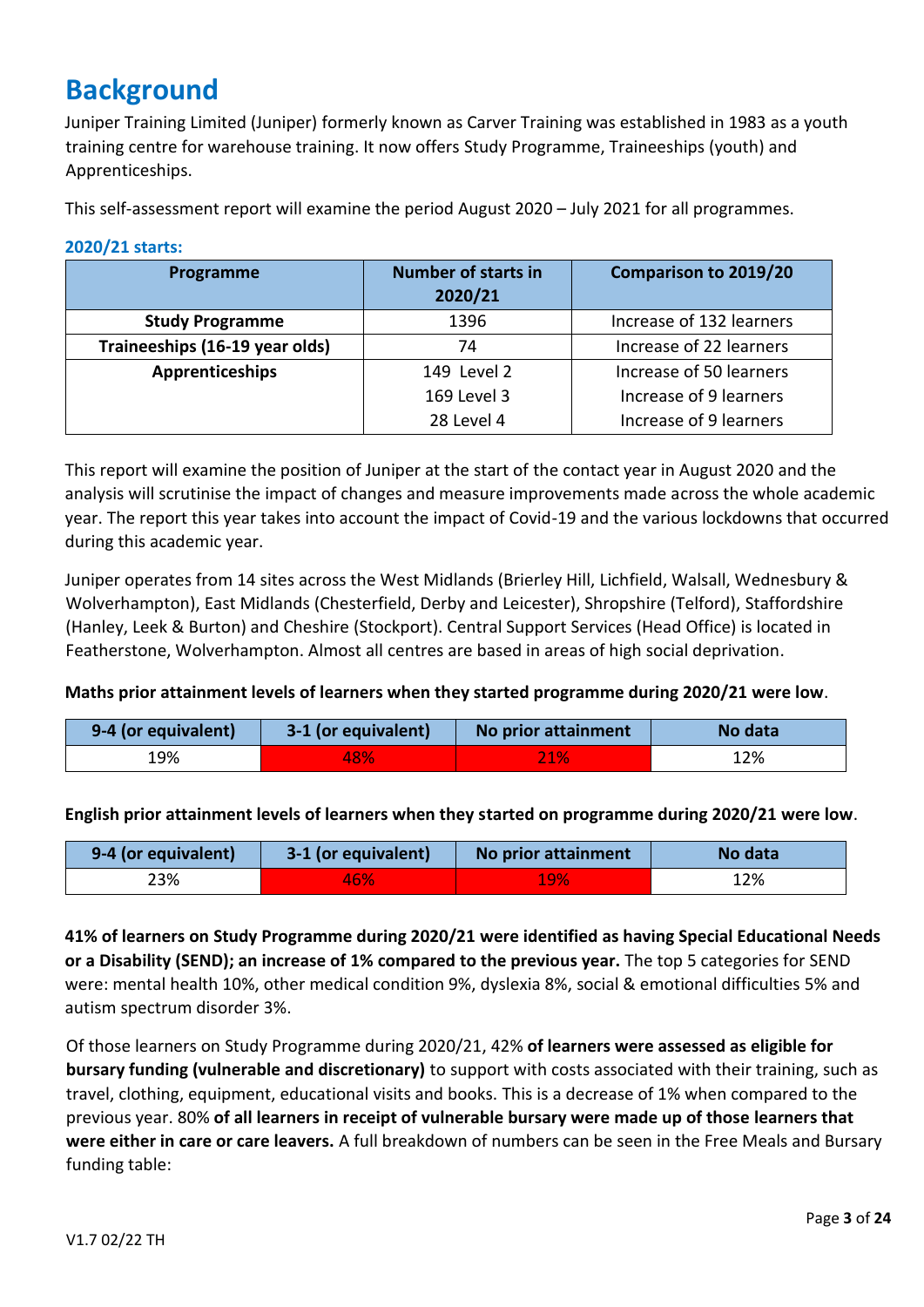# Background

Juniper Training Limited (Juniper) formerly known as Carver Training was established in 1983 as a youth training centre for warehouse training. It now offers Study Programme, Traineeships (youth) and Apprenticeships.

This self-assessment report will examine the period August 2020 – July 2021 for all programmes.

### 2020/21 starts:

| Programme | Number of starts in 2020/21 | Comparison to 2019/20 |
|---|---|---|
| **Study Programme** | 1396 | Increase of 132 learners |
| **Traineeships (16-19 year olds)** | 74 | Increase of 22 learners |
| **Apprenticeships** | 149 Level 2<br>169 Level 3<br>28 Level 4 | Increase of 50 learners<br>Increase of 9 learners<br>Increase of 9 learners |

This report will examine the position of Juniper at the start of the contact year in August 2020 and the analysis will scrutinise the impact of changes and measure improvements made across the whole academic year. The report this year takes into account the impact of Covid-19 and the various lockdowns that occurred during this academic year.

Juniper operates from 14 sites across the West Midlands (Brierley Hill, Lichfield, Walsall, Wednesbury & Wolverhampton), East Midlands (Chesterfield, Derby and Leicester), Shropshire (Telford), Staffordshire (Hanley, Leek & Burton) and Cheshire (Stockport). Central Support Services (Head Office) is located in Featherstone, Wolverhampton. Almost all centres are based in areas of high social deprivation.

**Maths prior attainment levels of learners when they started programme during 2020/21 were low**.

| 9-4 (or equivalent) | 3-1 (or equivalent) | No prior attainment | No data |
|---|---|---|---|
| 19% | 48% | 21% | 12% |

**English prior attainment levels of learners when they started on programme during 2020/21 were low**.

| 9-4 (or equivalent) | 3-1 (or equivalent) | No prior attainment | No data |
|---|---|---|---|
| 23% | 46% | 19% | 12% |

**41% of learners on Study Programme during 2020/21 were identified as having Special Educational Needs or a Disability (SEND); an increase of 1% compared to the previous year.** The top 5 categories for SEND were: mental health 10%, other medical condition 9%, dyslexia 8%, social & emotional difficulties 5% and autism spectrum disorder 3%.

Of those learners on Study Programme during 2020/21, 42% **of learners were assessed as eligible for bursary funding (vulnerable and discretionary)** to support with costs associated with their training, such as travel, clothing, equipment, educational visits and books. This is a decrease of 1% when compared to the previous year. 80% **of all learners in receipt of vulnerable bursary were made up of those learners that were either in care or care leavers.** A full breakdown of numbers can be seen in the Free Meals and Bursary funding table: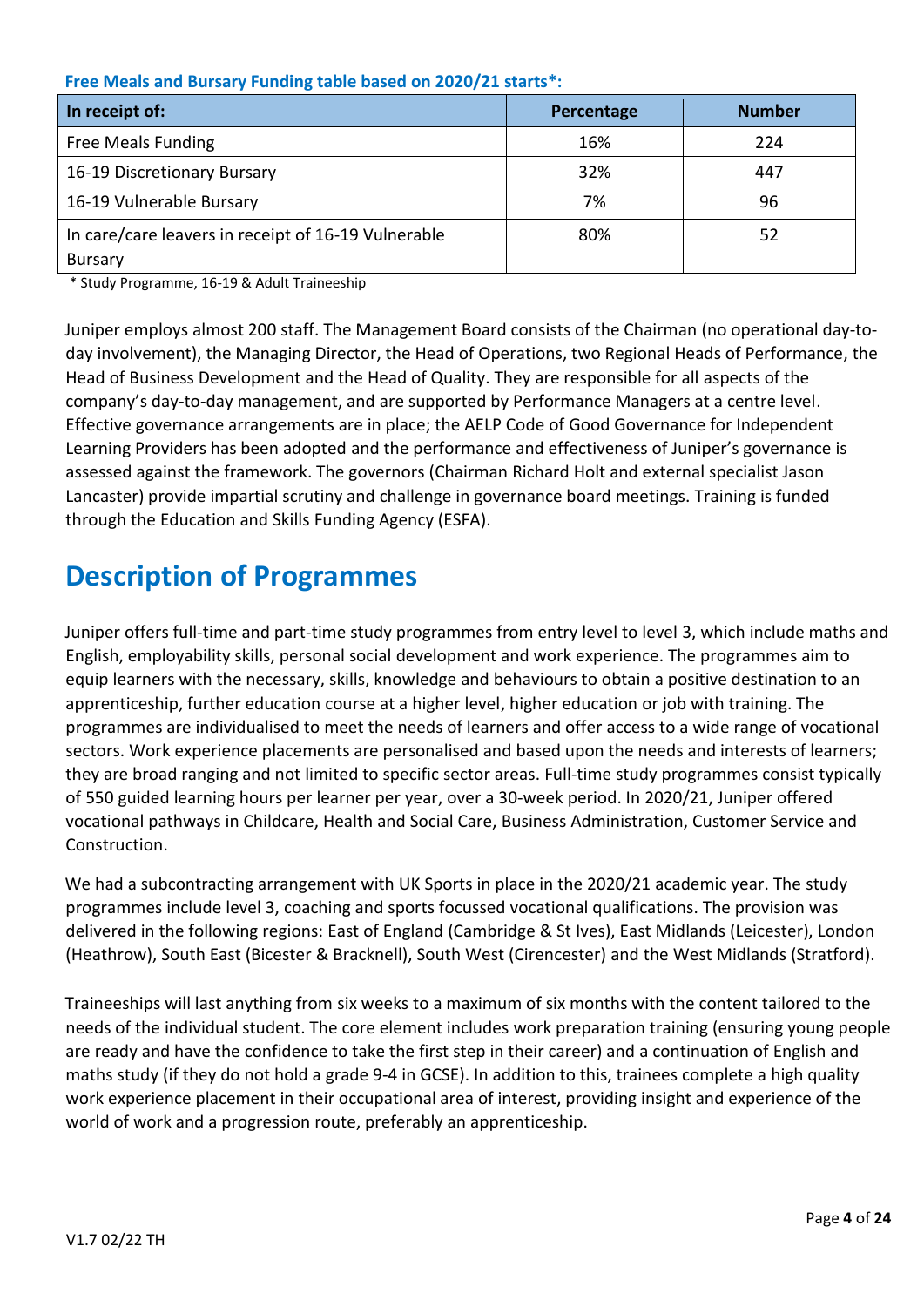**Free Meals and Bursary Funding table based on 2020/21 starts*:**

| In receipt of: | Percentage | Number |
| --- | --- | --- |
| Free Meals Funding | 16% | 224 |
| 16-19 Discretionary Bursary | 32% | 447 |
| 16-19 Vulnerable Bursary | 7% | 96 |
| In care/care leavers in receipt of 16-19 Vulnerable Bursary | 80% | 52 |

\* Study Programme, 16-19 & Adult Traineeship

Juniper employs almost 200 staff. The Management Board consists of the Chairman (no operational day-to-day involvement), the Managing Director, the Head of Operations, two Regional Heads of Performance, the Head of Business Development and the Head of Quality. They are responsible for all aspects of the company's day-to-day management, and are supported by Performance Managers at a centre level. Effective governance arrangements are in place; the AELP Code of Good Governance for Independent Learning Providers has been adopted and the performance and effectiveness of Juniper's governance is assessed against the framework. The governors (Chairman Richard Holt and external specialist Jason Lancaster) provide impartial scrutiny and challenge in governance board meetings. Training is funded through the Education and Skills Funding Agency (ESFA).

## Description of Programmes

Juniper offers full-time and part-time study programmes from entry level to level 3, which include maths and English, employability skills, personal social development and work experience. The programmes aim to equip learners with the necessary, skills, knowledge and behaviours to obtain a positive destination to an apprenticeship, further education course at a higher level, higher education or job with training. The programmes are individualised to meet the needs of learners and offer access to a wide range of vocational sectors. Work experience placements are personalised and based upon the needs and interests of learners; they are broad ranging and not limited to specific sector areas. Full-time study programmes consist typically of 550 guided learning hours per learner per year, over a 30-week period. In 2020/21, Juniper offered vocational pathways in Childcare, Health and Social Care, Business Administration, Customer Service and Construction.

We had a subcontracting arrangement with UK Sports in place in the 2020/21 academic year. The study programmes include level 3, coaching and sports focussed vocational qualifications. The provision was delivered in the following regions: East of England (Cambridge & St Ives), East Midlands (Leicester), London (Heathrow), South East (Bicester & Bracknell), South West (Cirencester) and the West Midlands (Stratford).

Traineeships will last anything from six weeks to a maximum of six months with the content tailored to the needs of the individual student. The core element includes work preparation training (ensuring young people are ready and have the confidence to take the first step in their career) and a continuation of English and maths study (if they do not hold a grade 9-4 in GCSE). In addition to this, trainees complete a high quality work experience placement in their occupational area of interest, providing insight and experience of the world of work and a progression route, preferably an apprenticeship.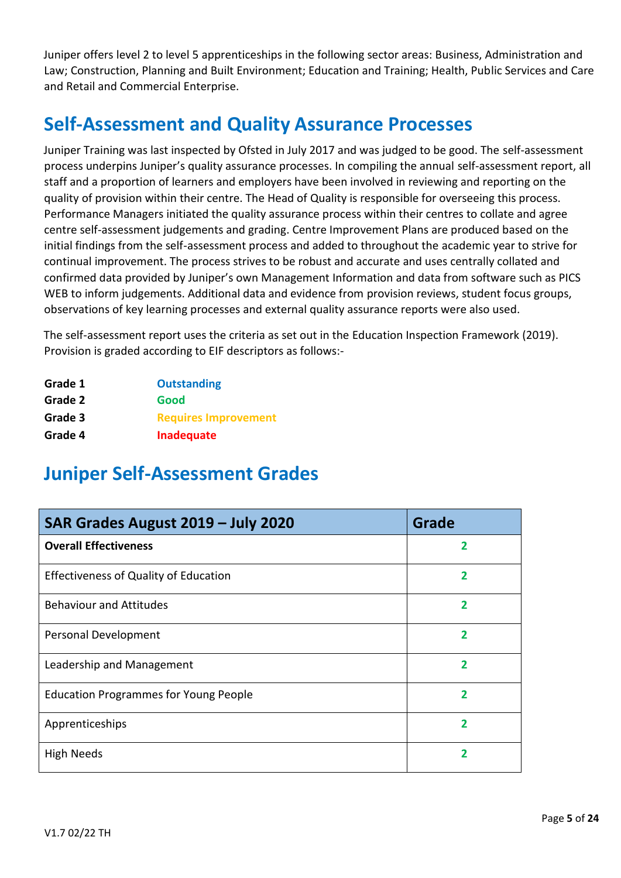Juniper offers level 2 to level 5 apprenticeships in the following sector areas: Business, Administration and Law; Construction, Planning and Built Environment; Education and Training; Health, Public Services and Care and Retail and Commercial Enterprise.

## Self-Assessment and Quality Assurance Processes

Juniper Training was last inspected by Ofsted in July 2017 and was judged to be good. The self-assessment process underpins Juniper's quality assurance processes. In compiling the annual self-assessment report, all staff and a proportion of learners and employers have been involved in reviewing and reporting on the quality of provision within their centre. The Head of Quality is responsible for overseeing this process. Performance Managers initiated the quality assurance process within their centres to collate and agree centre self-assessment judgements and grading. Centre Improvement Plans are produced based on the initial findings from the self-assessment process and added to throughout the academic year to strive for continual improvement. The process strives to be robust and accurate and uses centrally collated and confirmed data provided by Juniper's own Management Information and data from software such as PICS WEB to inform judgements. Additional data and evidence from provision reviews, student focus groups, observations of key learning processes and external quality assurance reports were also used.

The self-assessment report uses the criteria as set out in the Education Inspection Framework (2019). Provision is graded according to EIF descriptors as follows:-

**Grade 1** **Outstanding**
**Grade 2** **Good**
**Grade 3** **Requires Improvement**
**Grade 4** **Inadequate**

## Juniper Self-Assessment Grades

| SAR Grades August 2019 – July 2020 | Grade |
|---|---|
| **Overall Effectiveness** | 2 |
| Effectiveness of Quality of Education | 2 |
| Behaviour and Attitudes | 2 |
| Personal Development | 2 |
| Leadership and Management | 2 |
| Education Programmes for Young People | 2 |
| Apprenticeships | 2 |
| High Needs | 2 |

V1.7 02/22 TH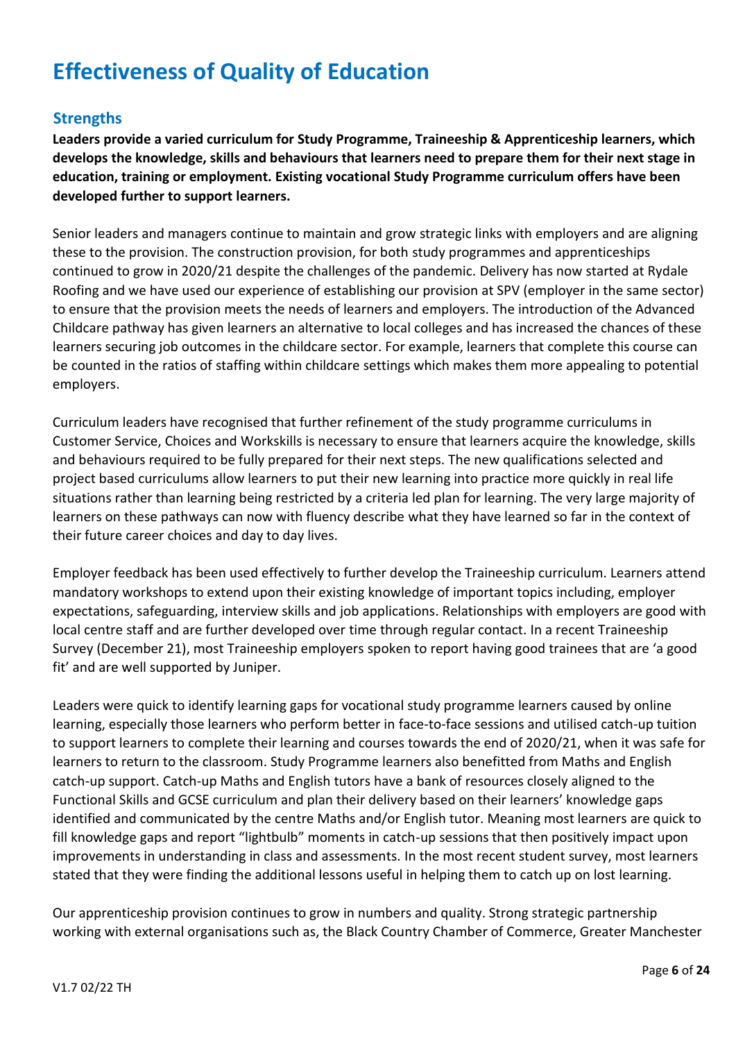# Effectiveness of Quality of Education

## Strengths

**Leaders provide a varied curriculum for Study Programme, Traineeship & Apprenticeship learners, which develops the knowledge, skills and behaviours that learners need to prepare them for their next stage in education, training or employment. Existing vocational Study Programme curriculum offers have been developed further to support learners.**

Senior leaders and managers continue to maintain and grow strategic links with employers and are aligning these to the provision. The construction provision, for both study programmes and apprenticeships continued to grow in 2020/21 despite the challenges of the pandemic. Delivery has now started at Rydale Roofing and we have used our experience of establishing our provision at SPV (employer in the same sector) to ensure that the provision meets the needs of learners and employers. The introduction of the Advanced Childcare pathway has given learners an alternative to local colleges and has increased the chances of these learners securing job outcomes in the childcare sector. For example, learners that complete this course can be counted in the ratios of staffing within childcare settings which makes them more appealing to potential employers.

Curriculum leaders have recognised that further refinement of the study programme curriculums in Customer Service, Choices and Workskills is necessary to ensure that learners acquire the knowledge, skills and behaviours required to be fully prepared for their next steps. The new qualifications selected and project based curriculums allow learners to put their new learning into practice more quickly in real life situations rather than learning being restricted by a criteria led plan for learning. The very large majority of learners on these pathways can now with fluency describe what they have learned so far in the context of their future career choices and day to day lives.

Employer feedback has been used effectively to further develop the Traineeship curriculum. Learners attend mandatory workshops to extend upon their existing knowledge of important topics including, employer expectations, safeguarding, interview skills and job applications. Relationships with employers are good with local centre staff and are further developed over time through regular contact. In a recent Traineeship Survey (December 21), most Traineeship employers spoken to report having good trainees that are 'a good fit' and are well supported by Juniper.

Leaders were quick to identify learning gaps for vocational study programme learners caused by online learning, especially those learners who perform better in face-to-face sessions and utilised catch-up tuition to support learners to complete their learning and courses towards the end of 2020/21, when it was safe for learners to return to the classroom. Study Programme learners also benefitted from Maths and English catch-up support. Catch-up Maths and English tutors have a bank of resources closely aligned to the Functional Skills and GCSE curriculum and plan their delivery based on their learners' knowledge gaps identified and communicated by the centre Maths and/or English tutor. Meaning most learners are quick to fill knowledge gaps and report "lightbulb" moments in catch-up sessions that then positively impact upon improvements in understanding in class and assessments. In the most recent student survey, most learners stated that they were finding the additional lessons useful in helping them to catch up on lost learning.

Our apprenticeship provision continues to grow in numbers and quality. Strong strategic partnership working with external organisations such as, the Black Country Chamber of Commerce, Greater Manchester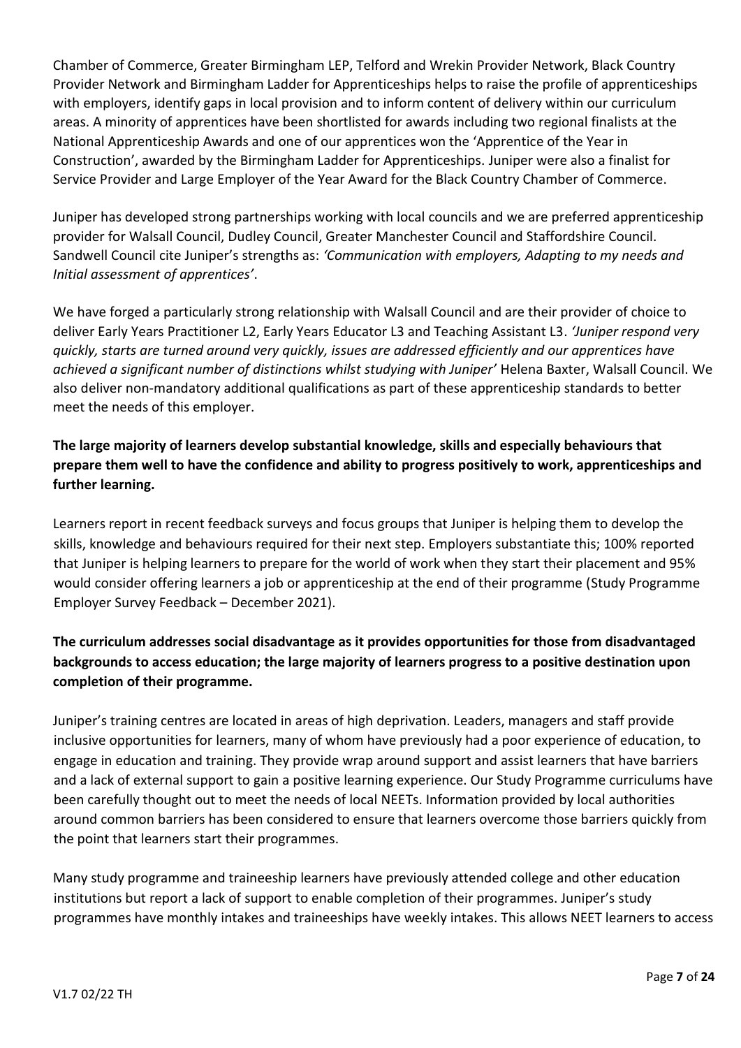Chamber of Commerce, Greater Birmingham LEP, Telford and Wrekin Provider Network, Black Country Provider Network and Birmingham Ladder for Apprenticeships helps to raise the profile of apprenticeships with employers, identify gaps in local provision and to inform content of delivery within our curriculum areas. A minority of apprentices have been shortlisted for awards including two regional finalists at the National Apprenticeship Awards and one of our apprentices won the 'Apprentice of the Year in Construction', awarded by the Birmingham Ladder for Apprenticeships. Juniper were also a finalist for Service Provider and Large Employer of the Year Award for the Black Country Chamber of Commerce.

Juniper has developed strong partnerships working with local councils and we are preferred apprenticeship provider for Walsall Council, Dudley Council, Greater Manchester Council and Staffordshire Council. Sandwell Council cite Juniper's strengths as: *'Communication with employers, Adapting to my needs and Initial assessment of apprentices'*.

We have forged a particularly strong relationship with Walsall Council and are their provider of choice to deliver Early Years Practitioner L2, Early Years Educator L3 and Teaching Assistant L3. *'Juniper respond very quickly, starts are turned around very quickly, issues are addressed efficiently and our apprentices have achieved a significant number of distinctions whilst studying with Juniper'* Helena Baxter, Walsall Council. We also deliver non-mandatory additional qualifications as part of these apprenticeship standards to better meet the needs of this employer.

**The large majority of learners develop substantial knowledge, skills and especially behaviours that prepare them well to have the confidence and ability to progress positively to work, apprenticeships and further learning.**

Learners report in recent feedback surveys and focus groups that Juniper is helping them to develop the skills, knowledge and behaviours required for their next step. Employers substantiate this; 100% reported that Juniper is helping learners to prepare for the world of work when they start their placement and 95% would consider offering learners a job or apprenticeship at the end of their programme (Study Programme Employer Survey Feedback – December 2021).

**The curriculum addresses social disadvantage as it provides opportunities for those from disadvantaged backgrounds to access education; the large majority of learners progress to a positive destination upon completion of their programme.**

Juniper's training centres are located in areas of high deprivation. Leaders, managers and staff provide inclusive opportunities for learners, many of whom have previously had a poor experience of education, to engage in education and training. They provide wrap around support and assist learners that have barriers and a lack of external support to gain a positive learning experience. Our Study Programme curriculums have been carefully thought out to meet the needs of local NEETs. Information provided by local authorities around common barriers has been considered to ensure that learners overcome those barriers quickly from the point that learners start their programmes.

Many study programme and traineeship learners have previously attended college and other education institutions but report a lack of support to enable completion of their programmes. Juniper's study programmes have monthly intakes and traineeships have weekly intakes. This allows NEET learners to access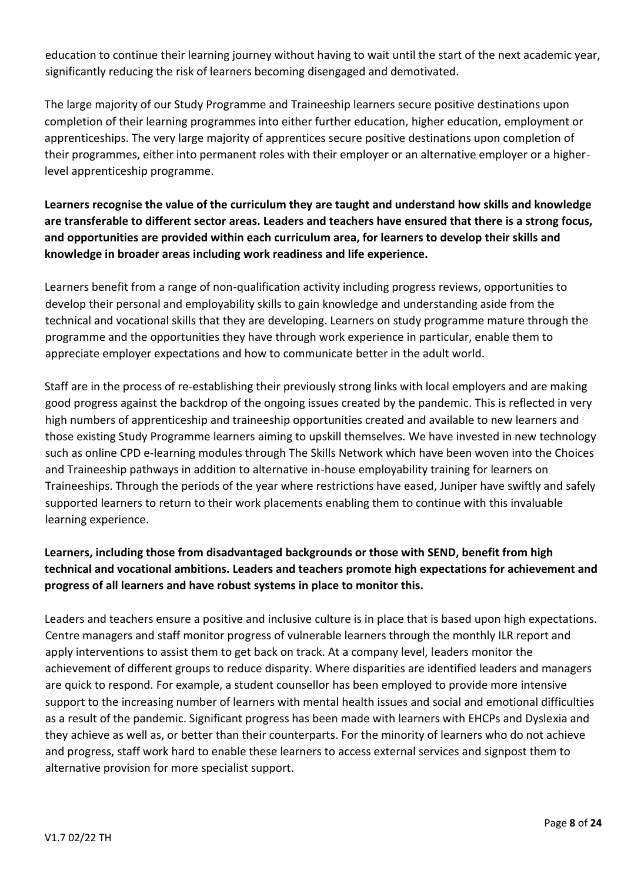education to continue their learning journey without having to wait until the start of the next academic year, significantly reducing the risk of learners becoming disengaged and demotivated.

The large majority of our Study Programme and Traineeship learners secure positive destinations upon completion of their learning programmes into either further education, higher education, employment or apprenticeships. The very large majority of apprentices secure positive destinations upon completion of their programmes, either into permanent roles with their employer or an alternative employer or a higher-level apprenticeship programme.

**Learners recognise the value of the curriculum they are taught and understand how skills and knowledge are transferable to different sector areas. Leaders and teachers have ensured that there is a strong focus, and opportunities are provided within each curriculum area, for learners to develop their skills and knowledge in broader areas including work readiness and life experience.**

Learners benefit from a range of non-qualification activity including progress reviews, opportunities to develop their personal and employability skills to gain knowledge and understanding aside from the technical and vocational skills that they are developing. Learners on study programme mature through the programme and the opportunities they have through work experience in particular, enable them to appreciate employer expectations and how to communicate better in the adult world.

Staff are in the process of re-establishing their previously strong links with local employers and are making good progress against the backdrop of the ongoing issues created by the pandemic. This is reflected in very high numbers of apprenticeship and traineeship opportunities created and available to new learners and those existing Study Programme learners aiming to upskill themselves. We have invested in new technology such as online CPD e-learning modules through The Skills Network which have been woven into the Choices and Traineeship pathways in addition to alternative in-house employability training for learners on Traineeships. Through the periods of the year where restrictions have eased, Juniper have swiftly and safely supported learners to return to their work placements enabling them to continue with this invaluable learning experience.

**Learners, including those from disadvantaged backgrounds or those with SEND, benefit from high technical and vocational ambitions. Leaders and teachers promote high expectations for achievement and progress of all learners and have robust systems in place to monitor this.**

Leaders and teachers ensure a positive and inclusive culture is in place that is based upon high expectations. Centre managers and staff monitor progress of vulnerable learners through the monthly ILR report and apply interventions to assist them to get back on track. At a company level, leaders monitor the achievement of different groups to reduce disparity. Where disparities are identified leaders and managers are quick to respond. For example, a student counsellor has been employed to provide more intensive support to the increasing number of learners with mental health issues and social and emotional difficulties as a result of the pandemic. Significant progress has been made with learners with EHCPs and Dyslexia and they achieve as well as, or better than their counterparts. For the minority of learners who do not achieve and progress, staff work hard to enable these learners to access external services and signpost them to alternative provision for more specialist support.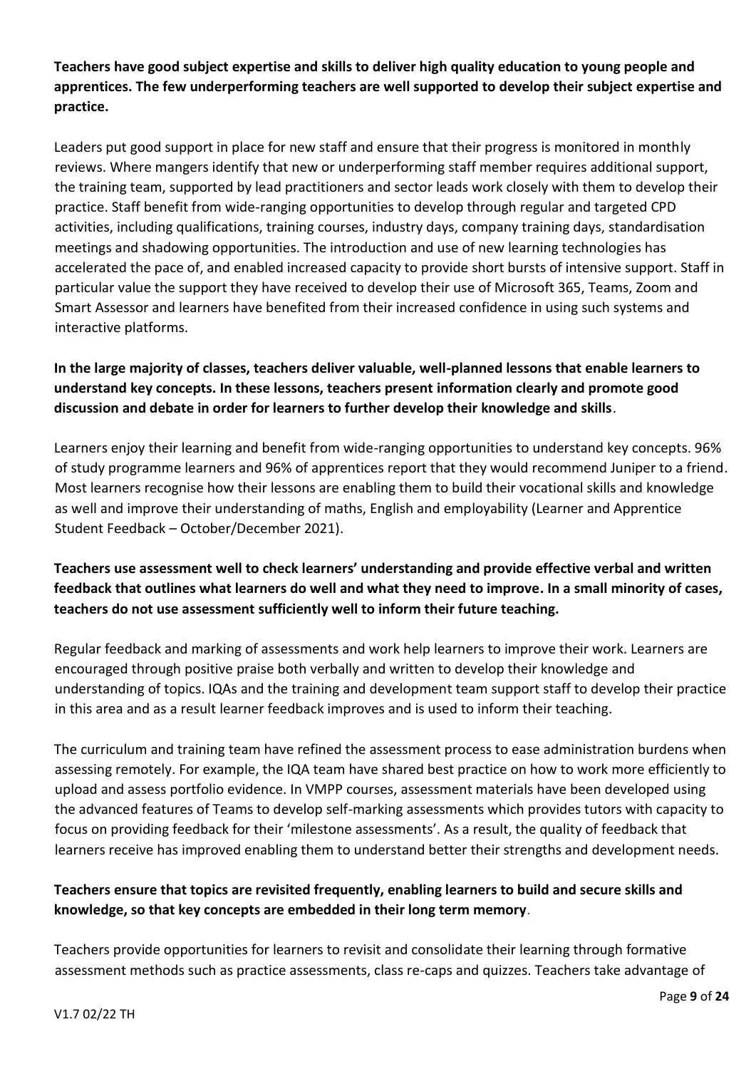**Teachers have good subject expertise and skills to deliver high quality education to young people and apprentices. The few underperforming teachers are well supported to develop their subject expertise and practice.**

Leaders put good support in place for new staff and ensure that their progress is monitored in monthly reviews. Where mangers identify that new or underperforming staff member requires additional support, the training team, supported by lead practitioners and sector leads work closely with them to develop their practice. Staff benefit from wide-ranging opportunities to develop through regular and targeted CPD activities, including qualifications, training courses, industry days, company training days, standardisation meetings and shadowing opportunities. The introduction and use of new learning technologies has accelerated the pace of, and enabled increased capacity to provide short bursts of intensive support. Staff in particular value the support they have received to develop their use of Microsoft 365, Teams, Zoom and Smart Assessor and learners have benefited from their increased confidence in using such systems and interactive platforms.

**In the large majority of classes, teachers deliver valuable, well-planned lessons that enable learners to understand key concepts. In these lessons, teachers present information clearly and promote good discussion and debate in order for learners to further develop their knowledge and skills**.

Learners enjoy their learning and benefit from wide-ranging opportunities to understand key concepts. 96% of study programme learners and 96% of apprentices report that they would recommend Juniper to a friend. Most learners recognise how their lessons are enabling them to build their vocational skills and knowledge as well and improve their understanding of maths, English and employability (Learner and Apprentice Student Feedback – October/December 2021).

**Teachers use assessment well to check learners' understanding and provide effective verbal and written feedback that outlines what learners do well and what they need to improve. In a small minority of cases, teachers do not use assessment sufficiently well to inform their future teaching.**

Regular feedback and marking of assessments and work help learners to improve their work. Learners are encouraged through positive praise both verbally and written to develop their knowledge and understanding of topics. IQAs and the training and development team support staff to develop their practice in this area and as a result learner feedback improves and is used to inform their teaching.

The curriculum and training team have refined the assessment process to ease administration burdens when assessing remotely. For example, the IQA team have shared best practice on how to work more efficiently to upload and assess portfolio evidence. In VMPP courses, assessment materials have been developed using the advanced features of Teams to develop self-marking assessments which provides tutors with capacity to focus on providing feedback for their 'milestone assessments'. As a result, the quality of feedback that learners receive has improved enabling them to understand better their strengths and development needs.

**Teachers ensure that topics are revisited frequently, enabling learners to build and secure skills and knowledge, so that key concepts are embedded in their long term memory**.

Teachers provide opportunities for learners to revisit and consolidate their learning through formative assessment methods such as practice assessments, class re-caps and quizzes. Teachers take advantage of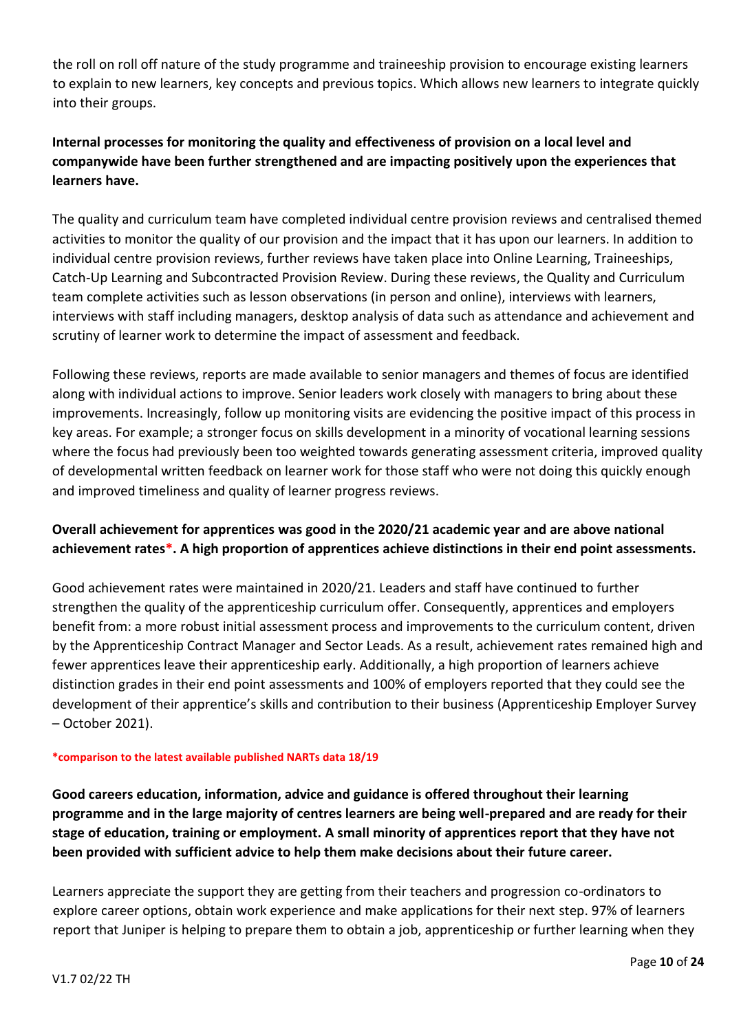the roll on roll off nature of the study programme and traineeship provision to encourage existing learners to explain to new learners, key concepts and previous topics. Which allows new learners to integrate quickly into their groups.

**Internal processes for monitoring the quality and effectiveness of provision on a local level and companywide have been further strengthened and are impacting positively upon the experiences that learners have.**

The quality and curriculum team have completed individual centre provision reviews and centralised themed activities to monitor the quality of our provision and the impact that it has upon our learners. In addition to individual centre provision reviews, further reviews have taken place into Online Learning, Traineeships, Catch-Up Learning and Subcontracted Provision Review. During these reviews, the Quality and Curriculum team complete activities such as lesson observations (in person and online), interviews with learners, interviews with staff including managers, desktop analysis of data such as attendance and achievement and scrutiny of learner work to determine the impact of assessment and feedback.

Following these reviews, reports are made available to senior managers and themes of focus are identified along with individual actions to improve. Senior leaders work closely with managers to bring about these improvements. Increasingly, follow up monitoring visits are evidencing the positive impact of this process in key areas. For example; a stronger focus on skills development in a minority of vocational learning sessions where the focus had previously been too weighted towards generating assessment criteria, improved quality of developmental written feedback on learner work for those staff who were not doing this quickly enough and improved timeliness and quality of learner progress reviews.

**Overall achievement for apprentices was good in the 2020/21 academic year and are above national achievement rates*. A high proportion of apprentices achieve distinctions in their end point assessments.**

Good achievement rates were maintained in 2020/21. Leaders and staff have continued to further strengthen the quality of the apprenticeship curriculum offer. Consequently, apprentices and employers benefit from: a more robust initial assessment process and improvements to the curriculum content, driven by the Apprenticeship Contract Manager and Sector Leads. As a result, achievement rates remained high and fewer apprentices leave their apprenticeship early. Additionally, a high proportion of learners achieve distinction grades in their end point assessments and 100% of employers reported that they could see the development of their apprentice's skills and contribution to their business (Apprenticeship Employer Survey – October 2021).

**\*comparison to the latest available published NARTs data 18/19**

**Good careers education, information, advice and guidance is offered throughout their learning programme and in the large majority of centres learners are being well-prepared and are ready for their stage of education, training or employment. A small minority of apprentices report that they have not been provided with sufficient advice to help them make decisions about their future career.**

Learners appreciate the support they are getting from their teachers and progression co-ordinators to explore career options, obtain work experience and make applications for their next step. 97% of learners report that Juniper is helping to prepare them to obtain a job, apprenticeship or further learning when they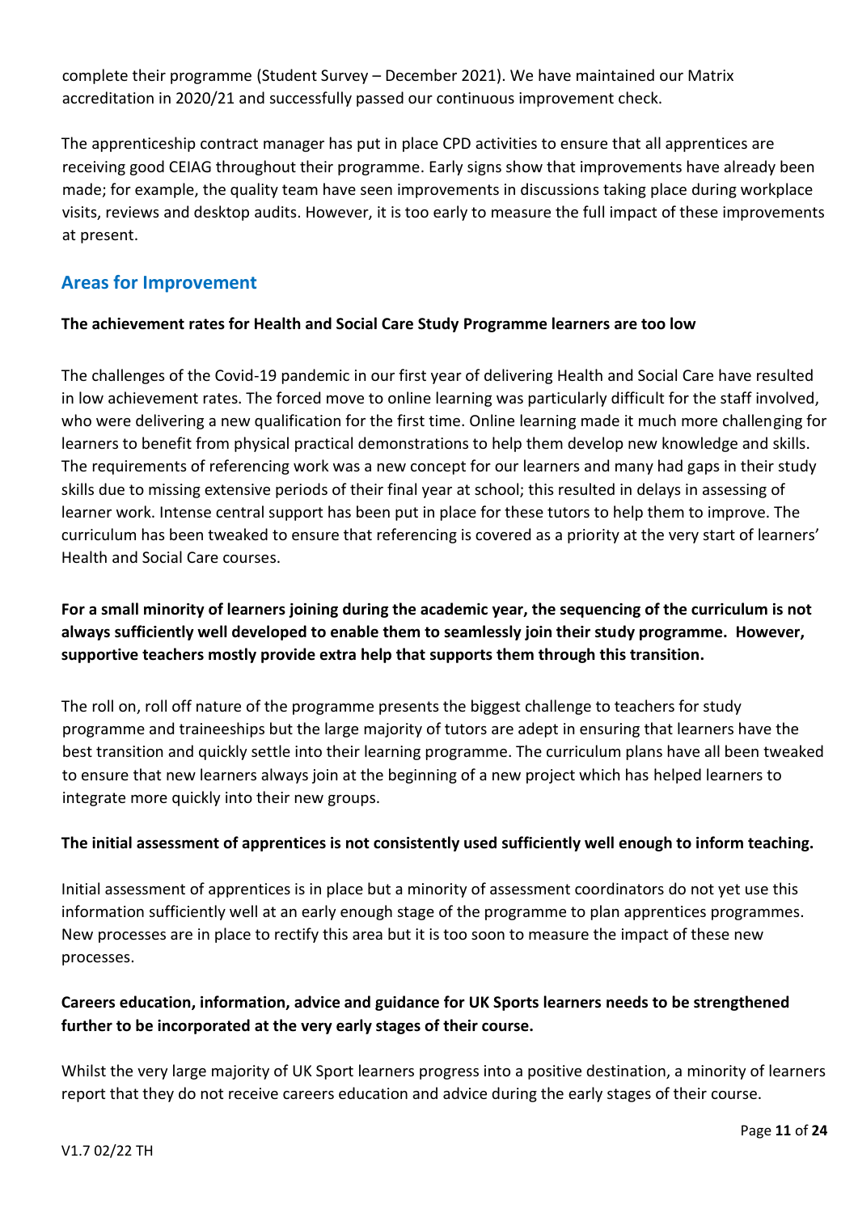complete their programme (Student Survey – December 2021). We have maintained our Matrix accreditation in 2020/21 and successfully passed our continuous improvement check.

The apprenticeship contract manager has put in place CPD activities to ensure that all apprentices are receiving good CEIAG throughout their programme. Early signs show that improvements have already been made; for example, the quality team have seen improvements in discussions taking place during workplace visits, reviews and desktop audits. However, it is too early to measure the full impact of these improvements at present.

## Areas for Improvement

**The achievement rates for Health and Social Care Study Programme learners are too low**

The challenges of the Covid-19 pandemic in our first year of delivering Health and Social Care have resulted in low achievement rates. The forced move to online learning was particularly difficult for the staff involved, who were delivering a new qualification for the first time. Online learning made it much more challenging for learners to benefit from physical practical demonstrations to help them develop new knowledge and skills. The requirements of referencing work was a new concept for our learners and many had gaps in their study skills due to missing extensive periods of their final year at school; this resulted in delays in assessing of learner work. Intense central support has been put in place for these tutors to help them to improve. The curriculum has been tweaked to ensure that referencing is covered as a priority at the very start of learners' Health and Social Care courses.

**For a small minority of learners joining during the academic year, the sequencing of the curriculum is not always sufficiently well developed to enable them to seamlessly join their study programme. However, supportive teachers mostly provide extra help that supports them through this transition.**

The roll on, roll off nature of the programme presents the biggest challenge to teachers for study programme and traineeships but the large majority of tutors are adept in ensuring that learners have the best transition and quickly settle into their learning programme. The curriculum plans have all been tweaked to ensure that new learners always join at the beginning of a new project which has helped learners to integrate more quickly into their new groups.

**The initial assessment of apprentices is not consistently used sufficiently well enough to inform teaching.**

Initial assessment of apprentices is in place but a minority of assessment coordinators do not yet use this information sufficiently well at an early enough stage of the programme to plan apprentices programmes. New processes are in place to rectify this area but it is too soon to measure the impact of these new processes.

**Careers education, information, advice and guidance for UK Sports learners needs to be strengthened further to be incorporated at the very early stages of their course.**

Whilst the very large majority of UK Sport learners progress into a positive destination, a minority of learners report that they do not receive careers education and advice during the early stages of their course.

V1.7 02/22 TH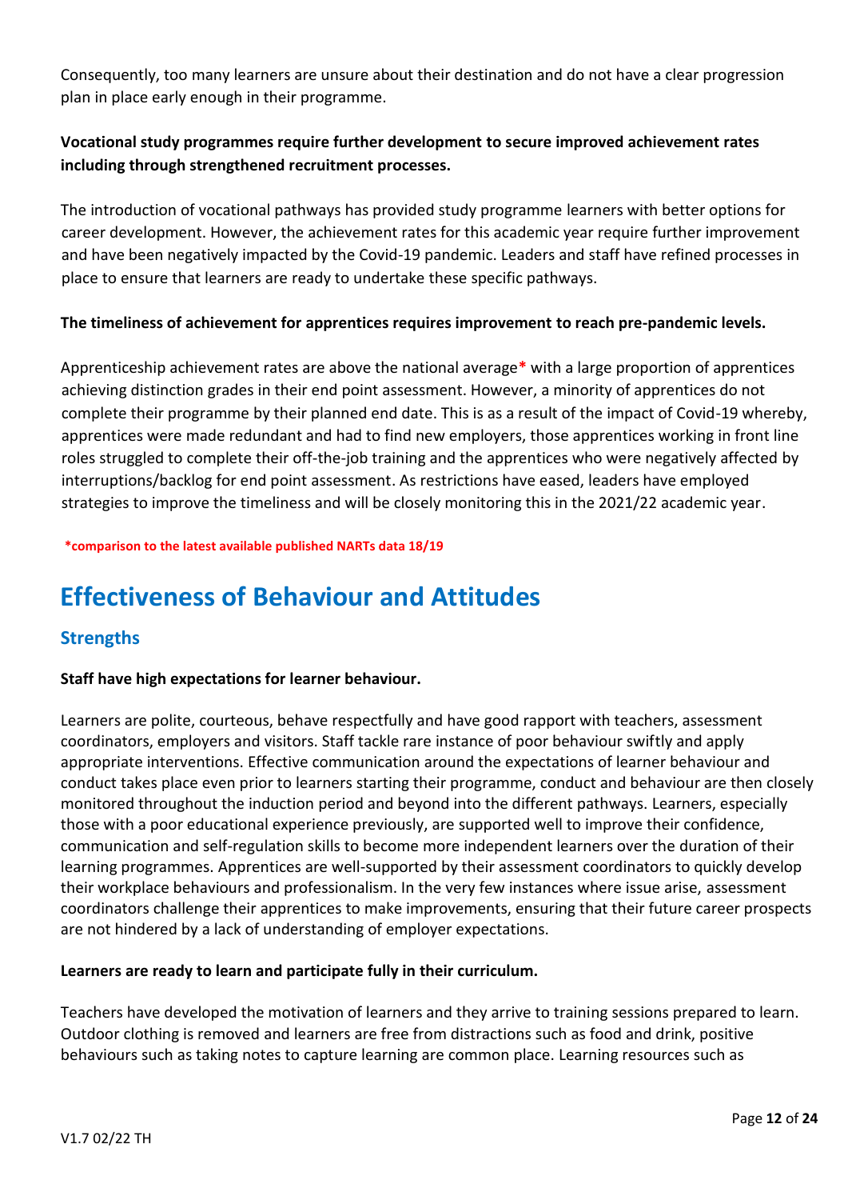Consequently, too many learners are unsure about their destination and do not have a clear progression plan in place early enough in their programme.

**Vocational study programmes require further development to secure improved achievement rates including through strengthened recruitment processes.**

The introduction of vocational pathways has provided study programme learners with better options for career development. However, the achievement rates for this academic year require further improvement and have been negatively impacted by the Covid-19 pandemic. Leaders and staff have refined processes in place to ensure that learners are ready to undertake these specific pathways.

**The timeliness of achievement for apprentices requires improvement to reach pre-pandemic levels.**

Apprenticeship achievement rates are above the national average* with a large proportion of apprentices achieving distinction grades in their end point assessment. However, a minority of apprentices do not complete their programme by their planned end date. This is as a result of the impact of Covid-19 whereby, apprentices were made redundant and had to find new employers, those apprentices working in front line roles struggled to complete their off-the-job training and the apprentices who were negatively affected by interruptions/backlog for end point assessment. As restrictions have eased, leaders have employed strategies to improve the timeliness and will be closely monitoring this in the 2021/22 academic year.

**\*comparison to the latest available published NARTs data 18/19**

# Effectiveness of Behaviour and Attitudes

## Strengths

**Staff have high expectations for learner behaviour.**

Learners are polite, courteous, behave respectfully and have good rapport with teachers, assessment coordinators, employers and visitors. Staff tackle rare instance of poor behaviour swiftly and apply appropriate interventions. Effective communication around the expectations of learner behaviour and conduct takes place even prior to learners starting their programme, conduct and behaviour are then closely monitored throughout the induction period and beyond into the different pathways. Learners, especially those with a poor educational experience previously, are supported well to improve their confidence, communication and self-regulation skills to become more independent learners over the duration of their learning programmes. Apprentices are well-supported by their assessment coordinators to quickly develop their workplace behaviours and professionalism. In the very few instances where issue arise, assessment coordinators challenge their apprentices to make improvements, ensuring that their future career prospects are not hindered by a lack of understanding of employer expectations.

**Learners are ready to learn and participate fully in their curriculum.**

Teachers have developed the motivation of learners and they arrive to training sessions prepared to learn. Outdoor clothing is removed and learners are free from distractions such as food and drink, positive behaviours such as taking notes to capture learning are common place. Learning resources such as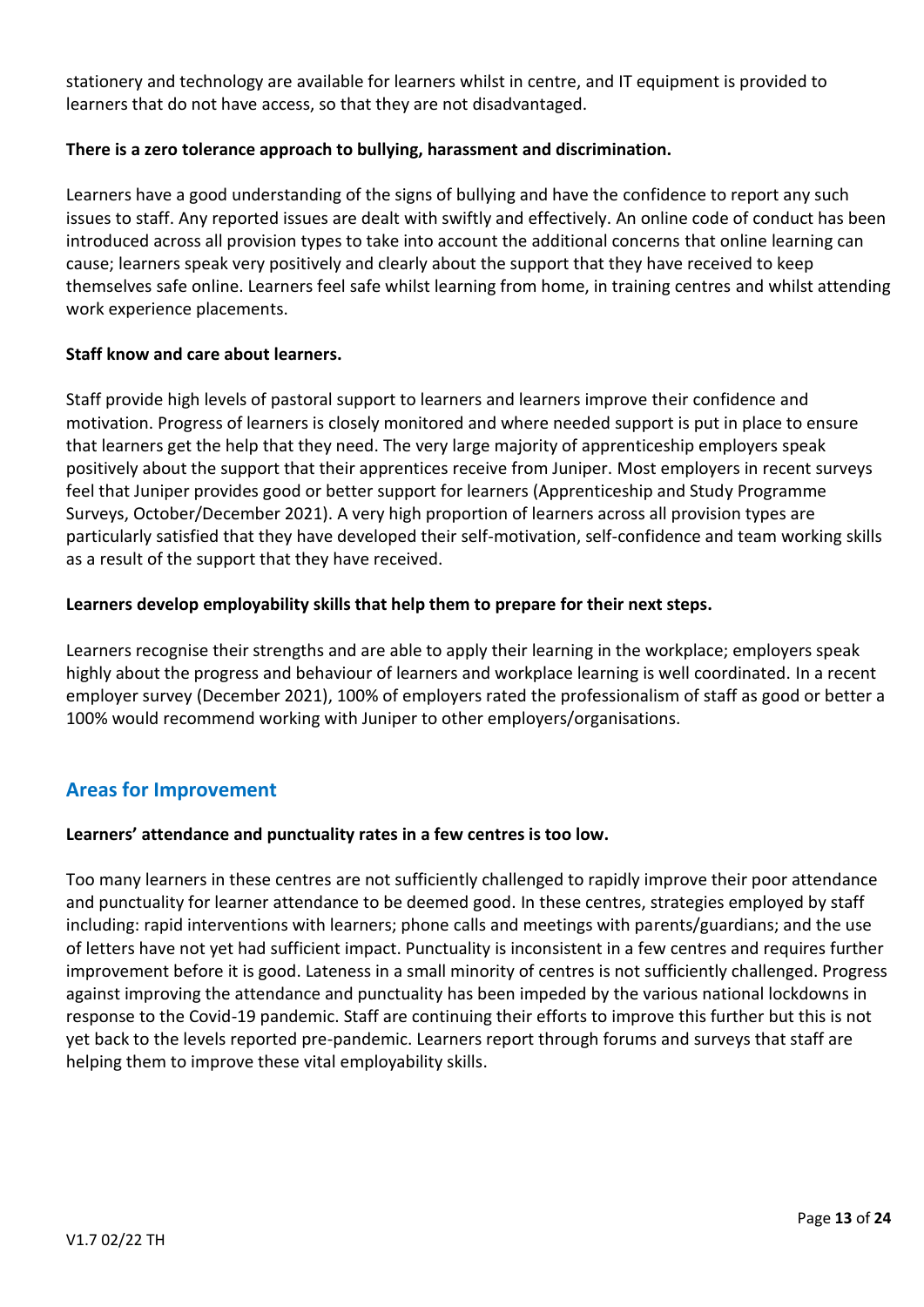stationery and technology are available for learners whilst in centre, and IT equipment is provided to learners that do not have access, so that they are not disadvantaged.

**There is a zero tolerance approach to bullying, harassment and discrimination.**

Learners have a good understanding of the signs of bullying and have the confidence to report any such issues to staff. Any reported issues are dealt with swiftly and effectively. An online code of conduct has been introduced across all provision types to take into account the additional concerns that online learning can cause; learners speak very positively and clearly about the support that they have received to keep themselves safe online. Learners feel safe whilst learning from home, in training centres and whilst attending work experience placements.

**Staff know and care about learners.**

Staff provide high levels of pastoral support to learners and learners improve their confidence and motivation. Progress of learners is closely monitored and where needed support is put in place to ensure that learners get the help that they need. The very large majority of apprenticeship employers speak positively about the support that their apprentices receive from Juniper. Most employers in recent surveys feel that Juniper provides good or better support for learners (Apprenticeship and Study Programme Surveys, October/December 2021). A very high proportion of learners across all provision types are particularly satisfied that they have developed their self-motivation, self-confidence and team working skills as a result of the support that they have received.

**Learners develop employability skills that help them to prepare for their next steps.**

Learners recognise their strengths and are able to apply their learning in the workplace; employers speak highly about the progress and behaviour of learners and workplace learning is well coordinated. In a recent employer survey (December 2021), 100% of employers rated the professionalism of staff as good or better a 100% would recommend working with Juniper to other employers/organisations.

## Areas for Improvement

**Learners' attendance and punctuality rates in a few centres is too low.**

Too many learners in these centres are not sufficiently challenged to rapidly improve their poor attendance and punctuality for learner attendance to be deemed good. In these centres, strategies employed by staff including: rapid interventions with learners; phone calls and meetings with parents/guardians; and the use of letters have not yet had sufficient impact. Punctuality is inconsistent in a few centres and requires further improvement before it is good. Lateness in a small minority of centres is not sufficiently challenged. Progress against improving the attendance and punctuality has been impeded by the various national lockdowns in response to the Covid-19 pandemic. Staff are continuing their efforts to improve this further but this is not yet back to the levels reported pre-pandemic. Learners report through forums and surveys that staff are helping them to improve these vital employability skills.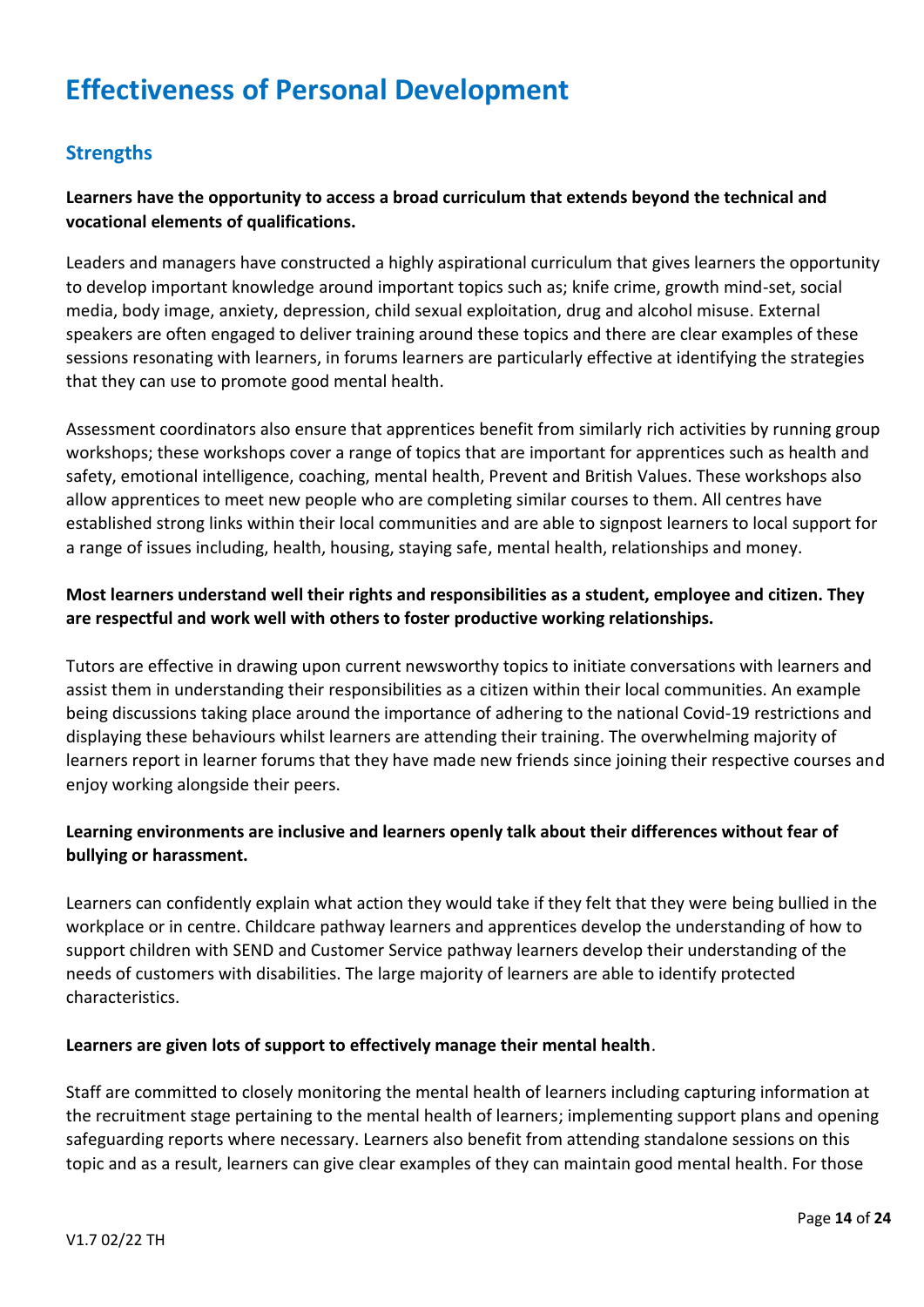# Effectiveness of Personal Development

## Strengths

**Learners have the opportunity to access a broad curriculum that extends beyond the technical and vocational elements of qualifications.**

Leaders and managers have constructed a highly aspirational curriculum that gives learners the opportunity to develop important knowledge around important topics such as; knife crime, growth mind-set, social media, body image, anxiety, depression, child sexual exploitation, drug and alcohol misuse. External speakers are often engaged to deliver training around these topics and there are clear examples of these sessions resonating with learners, in forums learners are particularly effective at identifying the strategies that they can use to promote good mental health.

Assessment coordinators also ensure that apprentices benefit from similarly rich activities by running group workshops; these workshops cover a range of topics that are important for apprentices such as health and safety, emotional intelligence, coaching, mental health, Prevent and British Values. These workshops also allow apprentices to meet new people who are completing similar courses to them. All centres have established strong links within their local communities and are able to signpost learners to local support for a range of issues including, health, housing, staying safe, mental health, relationships and money.

**Most learners understand well their rights and responsibilities as a student, employee and citizen. They are respectful and work well with others to foster productive working relationships.**

Tutors are effective in drawing upon current newsworthy topics to initiate conversations with learners and assist them in understanding their responsibilities as a citizen within their local communities. An example being discussions taking place around the importance of adhering to the national Covid-19 restrictions and displaying these behaviours whilst learners are attending their training. The overwhelming majority of learners report in learner forums that they have made new friends since joining their respective courses and enjoy working alongside their peers.

**Learning environments are inclusive and learners openly talk about their differences without fear of bullying or harassment.**

Learners can confidently explain what action they would take if they felt that they were being bullied in the workplace or in centre. Childcare pathway learners and apprentices develop the understanding of how to support children with SEND and Customer Service pathway learners develop their understanding of the needs of customers with disabilities. The large majority of learners are able to identify protected characteristics.

**Learners are given lots of support to effectively manage their mental health**.

Staff are committed to closely monitoring the mental health of learners including capturing information at the recruitment stage pertaining to the mental health of learners; implementing support plans and opening safeguarding reports where necessary. Learners also benefit from attending standalone sessions on this topic and as a result, learners can give clear examples of they can maintain good mental health. For those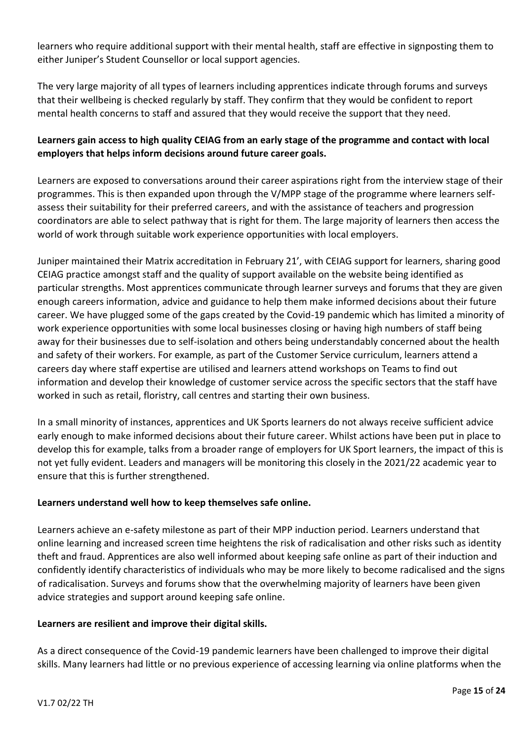learners who require additional support with their mental health, staff are effective in signposting them to either Juniper's Student Counsellor or local support agencies.

The very large majority of all types of learners including apprentices indicate through forums and surveys that their wellbeing is checked regularly by staff. They confirm that they would be confident to report mental health concerns to staff and assured that they would receive the support that they need.

**Learners gain access to high quality CEIAG from an early stage of the programme and contact with local employers that helps inform decisions around future career goals.**

Learners are exposed to conversations around their career aspirations right from the interview stage of their programmes. This is then expanded upon through the V/MPP stage of the programme where learners self-assess their suitability for their preferred careers, and with the assistance of teachers and progression coordinators are able to select pathway that is right for them. The large majority of learners then access the world of work through suitable work experience opportunities with local employers.

Juniper maintained their Matrix accreditation in February 21', with CEIAG support for learners, sharing good CEIAG practice amongst staff and the quality of support available on the website being identified as particular strengths. Most apprentices communicate through learner surveys and forums that they are given enough careers information, advice and guidance to help them make informed decisions about their future career. We have plugged some of the gaps created by the Covid-19 pandemic which has limited a minority of work experience opportunities with some local businesses closing or having high numbers of staff being away for their businesses due to self-isolation and others being understandably concerned about the health and safety of their workers. For example, as part of the Customer Service curriculum, learners attend a careers day where staff expertise are utilised and learners attend workshops on Teams to find out information and develop their knowledge of customer service across the specific sectors that the staff have worked in such as retail, floristry, call centres and starting their own business.

In a small minority of instances, apprentices and UK Sports learners do not always receive sufficient advice early enough to make informed decisions about their future career. Whilst actions have been put in place to develop this for example, talks from a broader range of employers for UK Sport learners, the impact of this is not yet fully evident. Leaders and managers will be monitoring this closely in the 2021/22 academic year to ensure that this is further strengthened.

**Learners understand well how to keep themselves safe online.**

Learners achieve an e-safety milestone as part of their MPP induction period. Learners understand that online learning and increased screen time heightens the risk of radicalisation and other risks such as identity theft and fraud. Apprentices are also well informed about keeping safe online as part of their induction and confidently identify characteristics of individuals who may be more likely to become radicalised and the signs of radicalisation. Surveys and forums show that the overwhelming majority of learners have been given advice strategies and support around keeping safe online.

**Learners are resilient and improve their digital skills.**

As a direct consequence of the Covid-19 pandemic learners have been challenged to improve their digital skills. Many learners had little or no previous experience of accessing learning via online platforms when the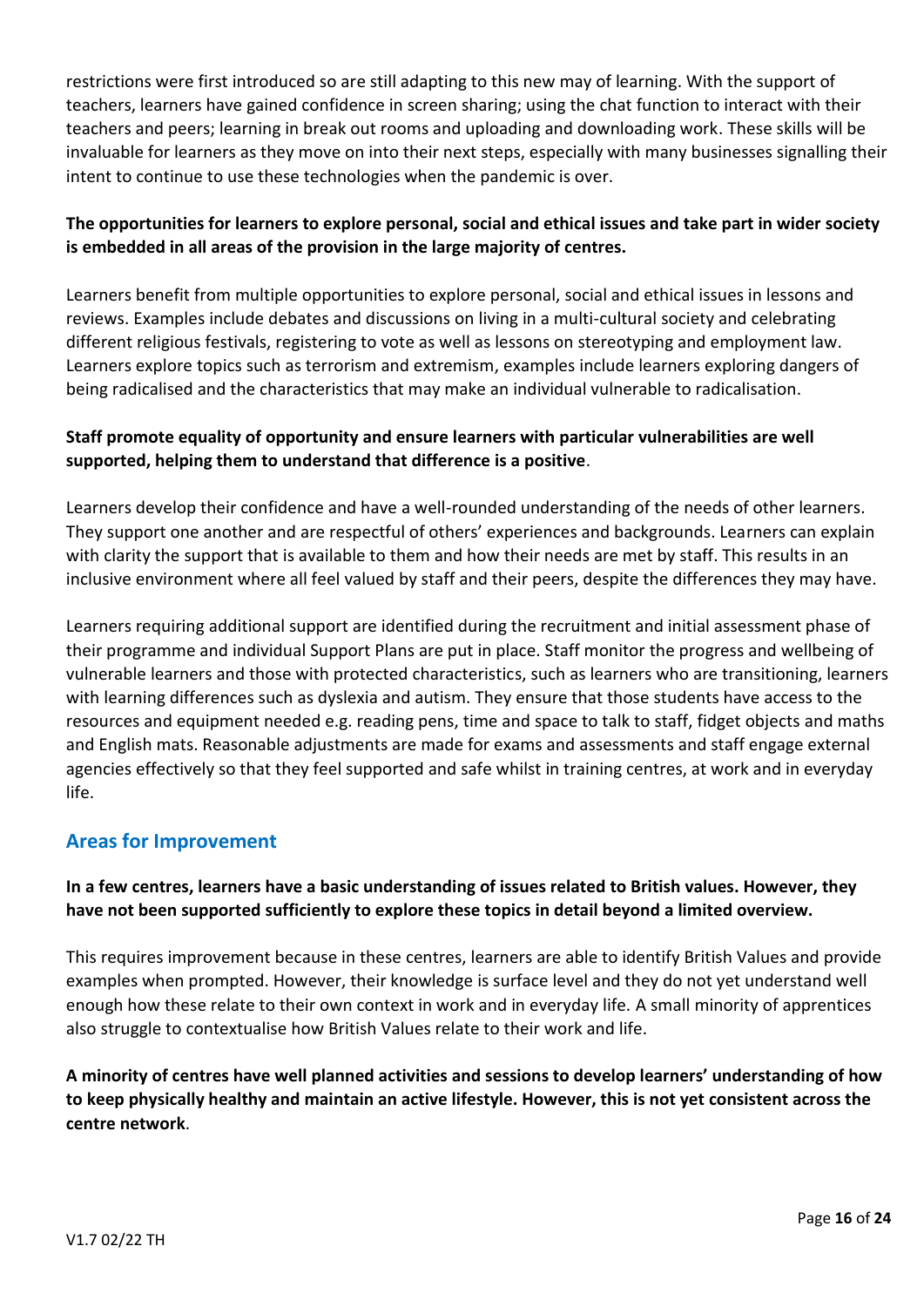restrictions were first introduced so are still adapting to this new may of learning. With the support of teachers, learners have gained confidence in screen sharing; using the chat function to interact with their teachers and peers; learning in break out rooms and uploading and downloading work. These skills will be invaluable for learners as they move on into their next steps, especially with many businesses signalling their intent to continue to use these technologies when the pandemic is over.

**The opportunities for learners to explore personal, social and ethical issues and take part in wider society is embedded in all areas of the provision in the large majority of centres.**

Learners benefit from multiple opportunities to explore personal, social and ethical issues in lessons and reviews. Examples include debates and discussions on living in a multi-cultural society and celebrating different religious festivals, registering to vote as well as lessons on stereotyping and employment law. Learners explore topics such as terrorism and extremism, examples include learners exploring dangers of being radicalised and the characteristics that may make an individual vulnerable to radicalisation.

**Staff promote equality of opportunity and ensure learners with particular vulnerabilities are well supported, helping them to understand that difference is a positive**.

Learners develop their confidence and have a well-rounded understanding of the needs of other learners. They support one another and are respectful of others' experiences and backgrounds. Learners can explain with clarity the support that is available to them and how their needs are met by staff. This results in an inclusive environment where all feel valued by staff and their peers, despite the differences they may have.

Learners requiring additional support are identified during the recruitment and initial assessment phase of their programme and individual Support Plans are put in place. Staff monitor the progress and wellbeing of vulnerable learners and those with protected characteristics, such as learners who are transitioning, learners with learning differences such as dyslexia and autism. They ensure that those students have access to the resources and equipment needed e.g. reading pens, time and space to talk to staff, fidget objects and maths and English mats. Reasonable adjustments are made for exams and assessments and staff engage external agencies effectively so that they feel supported and safe whilst in training centres, at work and in everyday life.

## Areas for Improvement

**In a few centres, learners have a basic understanding of issues related to British values. However, they have not been supported sufficiently to explore these topics in detail beyond a limited overview.**

This requires improvement because in these centres, learners are able to identify British Values and provide examples when prompted. However, their knowledge is surface level and they do not yet understand well enough how these relate to their own context in work and in everyday life. A small minority of apprentices also struggle to contextualise how British Values relate to their work and life.

**A minority of centres have well planned activities and sessions to develop learners' understanding of how to keep physically healthy and maintain an active lifestyle. However, this is not yet consistent across the centre network**.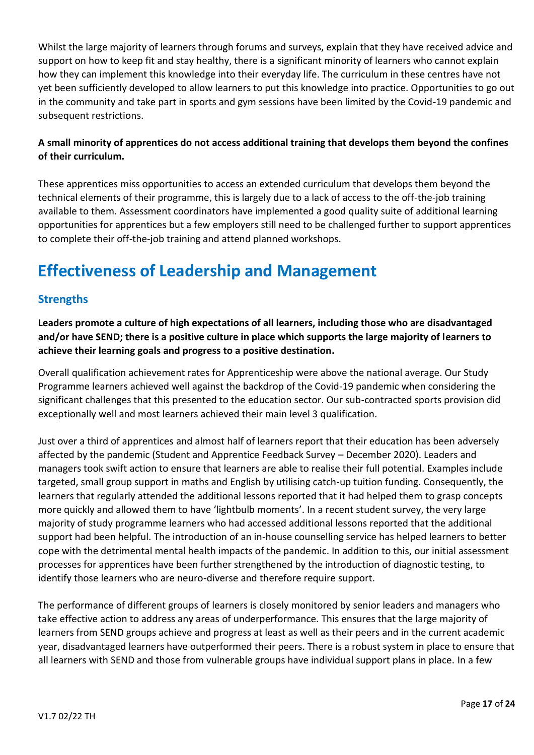Whilst the large majority of learners through forums and surveys, explain that they have received advice and support on how to keep fit and stay healthy, there is a significant minority of learners who cannot explain how they can implement this knowledge into their everyday life. The curriculum in these centres have not yet been sufficiently developed to allow learners to put this knowledge into practice. Opportunities to go out in the community and take part in sports and gym sessions have been limited by the Covid-19 pandemic and subsequent restrictions.

**A small minority of apprentices do not access additional training that develops them beyond the confines of their curriculum.**

These apprentices miss opportunities to access an extended curriculum that develops them beyond the technical elements of their programme, this is largely due to a lack of access to the off-the-job training available to them. Assessment coordinators have implemented a good quality suite of additional learning opportunities for apprentices but a few employers still need to be challenged further to support apprentices to complete their off-the-job training and attend planned workshops.

# Effectiveness of Leadership and Management

## Strengths

**Leaders promote a culture of high expectations of all learners, including those who are disadvantaged and/or have SEND; there is a positive culture in place which supports the large majority of learners to achieve their learning goals and progress to a positive destination.**

Overall qualification achievement rates for Apprenticeship were above the national average. Our Study Programme learners achieved well against the backdrop of the Covid-19 pandemic when considering the significant challenges that this presented to the education sector. Our sub-contracted sports provision did exceptionally well and most learners achieved their main level 3 qualification.

Just over a third of apprentices and almost half of learners report that their education has been adversely affected by the pandemic (Student and Apprentice Feedback Survey – December 2020). Leaders and managers took swift action to ensure that learners are able to realise their full potential. Examples include targeted, small group support in maths and English by utilising catch-up tuition funding. Consequently, the learners that regularly attended the additional lessons reported that it had helped them to grasp concepts more quickly and allowed them to have 'lightbulb moments'. In a recent student survey, the very large majority of study programme learners who had accessed additional lessons reported that the additional support had been helpful. The introduction of an in-house counselling service has helped learners to better cope with the detrimental mental health impacts of the pandemic. In addition to this, our initial assessment processes for apprentices have been further strengthened by the introduction of diagnostic testing, to identify those learners who are neuro-diverse and therefore require support.

The performance of different groups of learners is closely monitored by senior leaders and managers who take effective action to address any areas of underperformance. This ensures that the large majority of learners from SEND groups achieve and progress at least as well as their peers and in the current academic year, disadvantaged learners have outperformed their peers. There is a robust system in place to ensure that all learners with SEND and those from vulnerable groups have individual support plans in place. In a few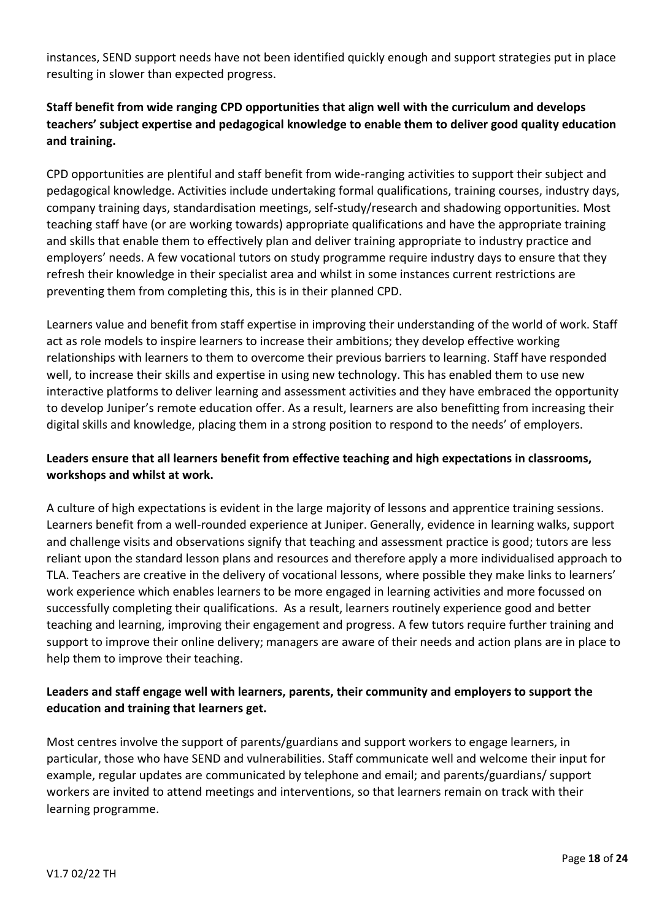instances, SEND support needs have not been identified quickly enough and support strategies put in place resulting in slower than expected progress.

**Staff benefit from wide ranging CPD opportunities that align well with the curriculum and develops teachers' subject expertise and pedagogical knowledge to enable them to deliver good quality education and training.**

CPD opportunities are plentiful and staff benefit from wide-ranging activities to support their subject and pedagogical knowledge. Activities include undertaking formal qualifications, training courses, industry days, company training days, standardisation meetings, self-study/research and shadowing opportunities. Most teaching staff have (or are working towards) appropriate qualifications and have the appropriate training and skills that enable them to effectively plan and deliver training appropriate to industry practice and employers' needs. A few vocational tutors on study programme require industry days to ensure that they refresh their knowledge in their specialist area and whilst in some instances current restrictions are preventing them from completing this, this is in their planned CPD.

Learners value and benefit from staff expertise in improving their understanding of the world of work. Staff act as role models to inspire learners to increase their ambitions; they develop effective working relationships with learners to them to overcome their previous barriers to learning. Staff have responded well, to increase their skills and expertise in using new technology. This has enabled them to use new interactive platforms to deliver learning and assessment activities and they have embraced the opportunity to develop Juniper's remote education offer. As a result, learners are also benefitting from increasing their digital skills and knowledge, placing them in a strong position to respond to the needs' of employers.

**Leaders ensure that all learners benefit from effective teaching and high expectations in classrooms, workshops and whilst at work.**

A culture of high expectations is evident in the large majority of lessons and apprentice training sessions. Learners benefit from a well-rounded experience at Juniper. Generally, evidence in learning walks, support and challenge visits and observations signify that teaching and assessment practice is good; tutors are less reliant upon the standard lesson plans and resources and therefore apply a more individualised approach to TLA. Teachers are creative in the delivery of vocational lessons, where possible they make links to learners' work experience which enables learners to be more engaged in learning activities and more focussed on successfully completing their qualifications. As a result, learners routinely experience good and better teaching and learning, improving their engagement and progress. A few tutors require further training and support to improve their online delivery; managers are aware of their needs and action plans are in place to help them to improve their teaching.

**Leaders and staff engage well with learners, parents, their community and employers to support the education and training that learners get.**

Most centres involve the support of parents/guardians and support workers to engage learners, in particular, those who have SEND and vulnerabilities. Staff communicate well and welcome their input for example, regular updates are communicated by telephone and email; and parents/guardians/ support workers are invited to attend meetings and interventions, so that learners remain on track with their learning programme.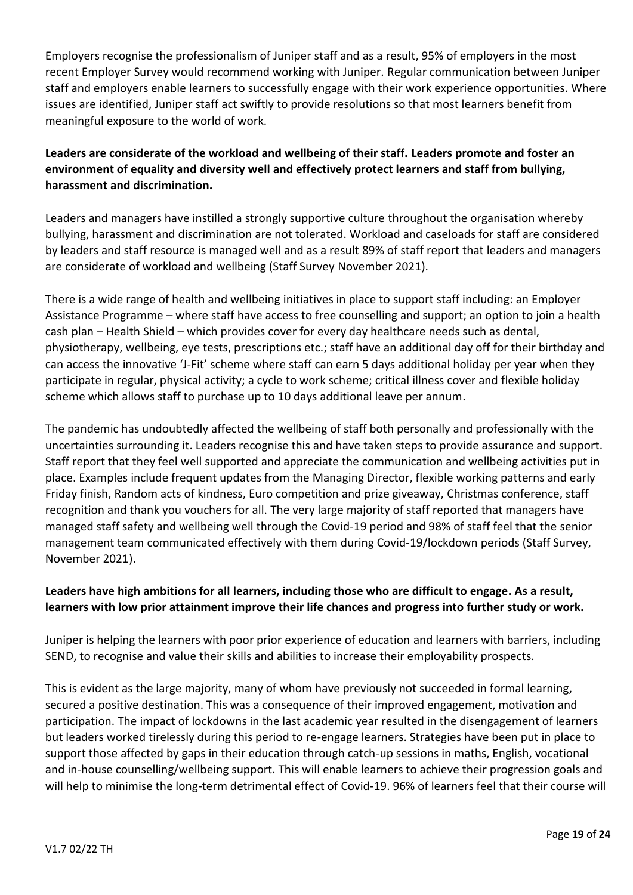Employers recognise the professionalism of Juniper staff and as a result, 95% of employers in the most recent Employer Survey would recommend working with Juniper. Regular communication between Juniper staff and employers enable learners to successfully engage with their work experience opportunities. Where issues are identified, Juniper staff act swiftly to provide resolutions so that most learners benefit from meaningful exposure to the world of work.

**Leaders are considerate of the workload and wellbeing of their staff. Leaders promote and foster an environment of equality and diversity well and effectively protect learners and staff from bullying, harassment and discrimination.**

Leaders and managers have instilled a strongly supportive culture throughout the organisation whereby bullying, harassment and discrimination are not tolerated. Workload and caseloads for staff are considered by leaders and staff resource is managed well and as a result 89% of staff report that leaders and managers are considerate of workload and wellbeing (Staff Survey November 2021).

There is a wide range of health and wellbeing initiatives in place to support staff including: an Employer Assistance Programme – where staff have access to free counselling and support; an option to join a health cash plan – Health Shield – which provides cover for every day healthcare needs such as dental, physiotherapy, wellbeing, eye tests, prescriptions etc.; staff have an additional day off for their birthday and can access the innovative 'J-Fit' scheme where staff can earn 5 days additional holiday per year when they participate in regular, physical activity; a cycle to work scheme; critical illness cover and flexible holiday scheme which allows staff to purchase up to 10 days additional leave per annum.

The pandemic has undoubtedly affected the wellbeing of staff both personally and professionally with the uncertainties surrounding it. Leaders recognise this and have taken steps to provide assurance and support. Staff report that they feel well supported and appreciate the communication and wellbeing activities put in place. Examples include frequent updates from the Managing Director, flexible working patterns and early Friday finish, Random acts of kindness, Euro competition and prize giveaway, Christmas conference, staff recognition and thank you vouchers for all. The very large majority of staff reported that managers have managed staff safety and wellbeing well through the Covid-19 period and 98% of staff feel that the senior management team communicated effectively with them during Covid-19/lockdown periods (Staff Survey, November 2021).

**Leaders have high ambitions for all learners, including those who are difficult to engage. As a result, learners with low prior attainment improve their life chances and progress into further study or work.**

Juniper is helping the learners with poor prior experience of education and learners with barriers, including SEND, to recognise and value their skills and abilities to increase their employability prospects.

This is evident as the large majority, many of whom have previously not succeeded in formal learning, secured a positive destination. This was a consequence of their improved engagement, motivation and participation. The impact of lockdowns in the last academic year resulted in the disengagement of learners but leaders worked tirelessly during this period to re-engage learners. Strategies have been put in place to support those affected by gaps in their education through catch-up sessions in maths, English, vocational and in-house counselling/wellbeing support. This will enable learners to achieve their progression goals and will help to minimise the long-term detrimental effect of Covid-19. 96% of learners feel that their course will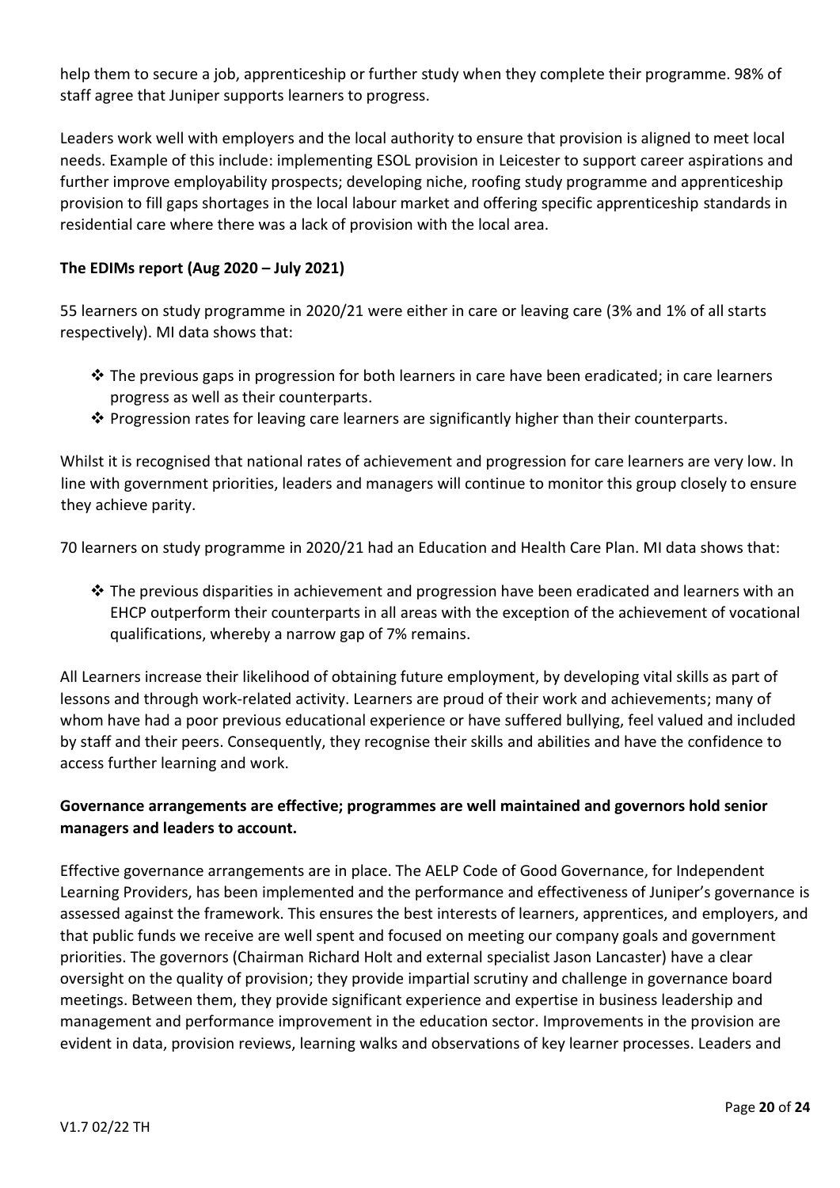help them to secure a job, apprenticeship or further study when they complete their programme. 98% of staff agree that Juniper supports learners to progress.

Leaders work well with employers and the local authority to ensure that provision is aligned to meet local needs. Example of this include: implementing ESOL provision in Leicester to support career aspirations and further improve employability prospects; developing niche, roofing study programme and apprenticeship provision to fill gaps shortages in the local labour market and offering specific apprenticeship standards in residential care where there was a lack of provision with the local area.

**The EDIMs report (Aug 2020 – July 2021)**

55 learners on study programme in 2020/21 were either in care or leaving care (3% and 1% of all starts respectively). MI data shows that:

- ❖ The previous gaps in progression for both learners in care have been eradicated; in care learners progress as well as their counterparts.
- ❖ Progression rates for leaving care learners are significantly higher than their counterparts.

Whilst it is recognised that national rates of achievement and progression for care learners are very low. In line with government priorities, leaders and managers will continue to monitor this group closely to ensure they achieve parity.

70 learners on study programme in 2020/21 had an Education and Health Care Plan. MI data shows that:

- ❖ The previous disparities in achievement and progression have been eradicated and learners with an EHCP outperform their counterparts in all areas with the exception of the achievement of vocational qualifications, whereby a narrow gap of 7% remains.

All Learners increase their likelihood of obtaining future employment, by developing vital skills as part of lessons and through work-related activity. Learners are proud of their work and achievements; many of whom have had a poor previous educational experience or have suffered bullying, feel valued and included by staff and their peers. Consequently, they recognise their skills and abilities and have the confidence to access further learning and work.

**Governance arrangements are effective; programmes are well maintained and governors hold senior managers and leaders to account.**

Effective governance arrangements are in place. The AELP Code of Good Governance, for Independent Learning Providers, has been implemented and the performance and effectiveness of Juniper's governance is assessed against the framework. This ensures the best interests of learners, apprentices, and employers, and that public funds we receive are well spent and focused on meeting our company goals and government priorities. The governors (Chairman Richard Holt and external specialist Jason Lancaster) have a clear oversight on the quality of provision; they provide impartial scrutiny and challenge in governance board meetings. Between them, they provide significant experience and expertise in business leadership and management and performance improvement in the education sector. Improvements in the provision are evident in data, provision reviews, learning walks and observations of key learner processes. Leaders and

V1.7 02/22 TH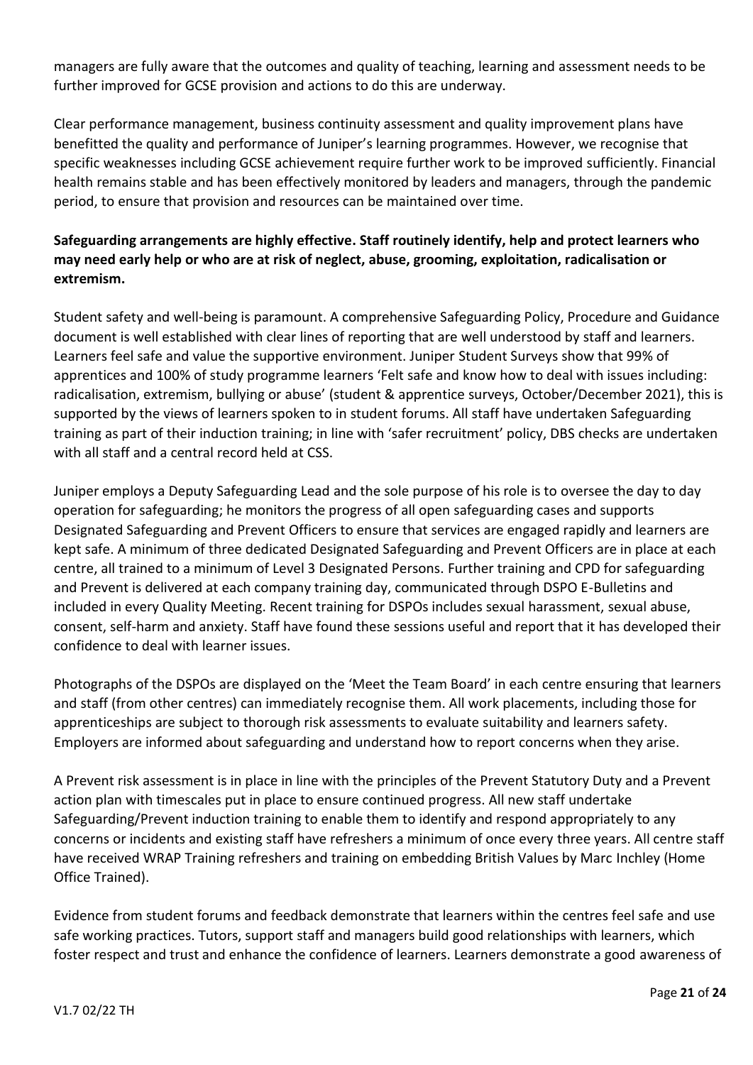managers are fully aware that the outcomes and quality of teaching, learning and assessment needs to be further improved for GCSE provision and actions to do this are underway.

Clear performance management, business continuity assessment and quality improvement plans have benefitted the quality and performance of Juniper's learning programmes. However, we recognise that specific weaknesses including GCSE achievement require further work to be improved sufficiently. Financial health remains stable and has been effectively monitored by leaders and managers, through the pandemic period, to ensure that provision and resources can be maintained over time.

**Safeguarding arrangements are highly effective. Staff routinely identify, help and protect learners who may need early help or who are at risk of neglect, abuse, grooming, exploitation, radicalisation or extremism.**

Student safety and well-being is paramount. A comprehensive Safeguarding Policy, Procedure and Guidance document is well established with clear lines of reporting that are well understood by staff and learners. Learners feel safe and value the supportive environment. Juniper Student Surveys show that 99% of apprentices and 100% of study programme learners 'Felt safe and know how to deal with issues including: radicalisation, extremism, bullying or abuse' (student & apprentice surveys, October/December 2021), this is supported by the views of learners spoken to in student forums. All staff have undertaken Safeguarding training as part of their induction training; in line with 'safer recruitment' policy, DBS checks are undertaken with all staff and a central record held at CSS.

Juniper employs a Deputy Safeguarding Lead and the sole purpose of his role is to oversee the day to day operation for safeguarding; he monitors the progress of all open safeguarding cases and supports Designated Safeguarding and Prevent Officers to ensure that services are engaged rapidly and learners are kept safe. A minimum of three dedicated Designated Safeguarding and Prevent Officers are in place at each centre, all trained to a minimum of Level 3 Designated Persons. Further training and CPD for safeguarding and Prevent is delivered at each company training day, communicated through DSPO E-Bulletins and included in every Quality Meeting. Recent training for DSPOs includes sexual harassment, sexual abuse, consent, self-harm and anxiety. Staff have found these sessions useful and report that it has developed their confidence to deal with learner issues.

Photographs of the DSPOs are displayed on the 'Meet the Team Board' in each centre ensuring that learners and staff (from other centres) can immediately recognise them. All work placements, including those for apprenticeships are subject to thorough risk assessments to evaluate suitability and learners safety. Employers are informed about safeguarding and understand how to report concerns when they arise.

A Prevent risk assessment is in place in line with the principles of the Prevent Statutory Duty and a Prevent action plan with timescales put in place to ensure continued progress. All new staff undertake Safeguarding/Prevent induction training to enable them to identify and respond appropriately to any concerns or incidents and existing staff have refreshers a minimum of once every three years. All centre staff have received WRAP Training refreshers and training on embedding British Values by Marc Inchley (Home Office Trained).

Evidence from student forums and feedback demonstrate that learners within the centres feel safe and use safe working practices. Tutors, support staff and managers build good relationships with learners, which foster respect and trust and enhance the confidence of learners. Learners demonstrate a good awareness of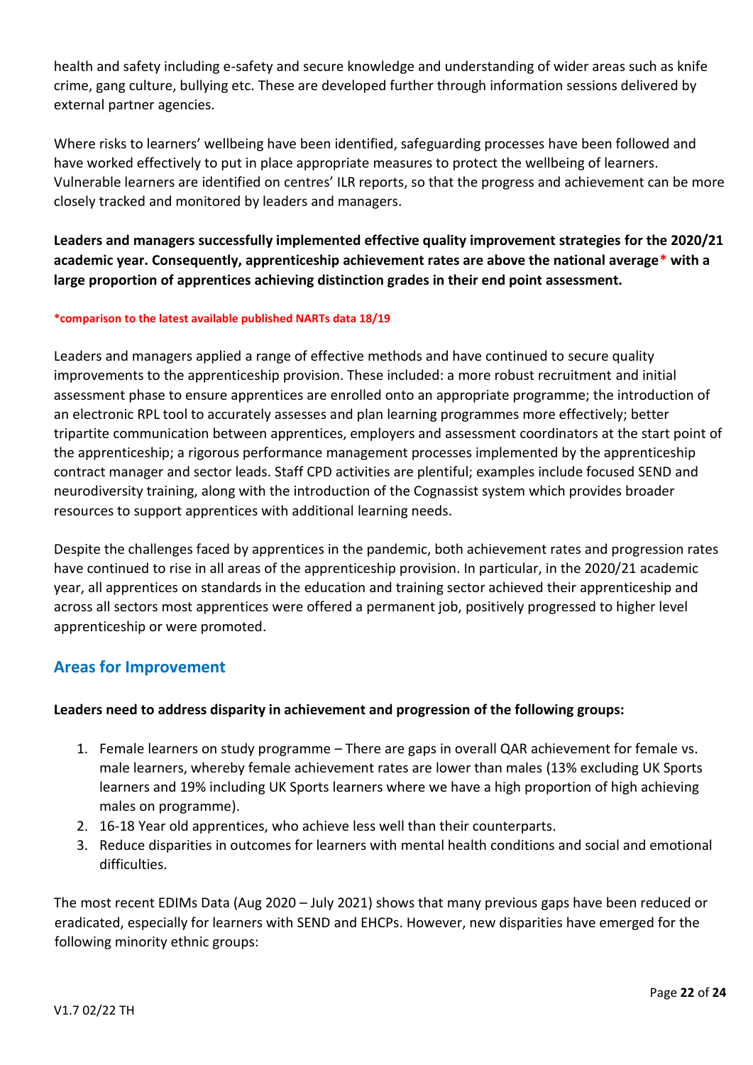health and safety including e-safety and secure knowledge and understanding of wider areas such as knife crime, gang culture, bullying etc. These are developed further through information sessions delivered by external partner agencies.

Where risks to learners' wellbeing have been identified, safeguarding processes have been followed and have worked effectively to put in place appropriate measures to protect the wellbeing of learners. Vulnerable learners are identified on centres' ILR reports, so that the progress and achievement can be more closely tracked and monitored by leaders and managers.

**Leaders and managers successfully implemented effective quality improvement strategies for the 2020/21 academic year. Consequently, apprenticeship achievement rates are above the national average* with a large proportion of apprentices achieving distinction grades in their end point assessment.**

***comparison to the latest available published NARTs data 18/19**

Leaders and managers applied a range of effective methods and have continued to secure quality improvements to the apprenticeship provision. These included: a more robust recruitment and initial assessment phase to ensure apprentices are enrolled onto an appropriate programme; the introduction of an electronic RPL tool to accurately assesses and plan learning programmes more effectively; better tripartite communication between apprentices, employers and assessment coordinators at the start point of the apprenticeship; a rigorous performance management processes implemented by the apprenticeship contract manager and sector leads. Staff CPD activities are plentiful; examples include focused SEND and neurodiversity training, along with the introduction of the Cognassist system which provides broader resources to support apprentices with additional learning needs.

Despite the challenges faced by apprentices in the pandemic, both achievement rates and progression rates have continued to rise in all areas of the apprenticeship provision. In particular, in the 2020/21 academic year, all apprentices on standards in the education and training sector achieved their apprenticeship and across all sectors most apprentices were offered a permanent job, positively progressed to higher level apprenticeship or were promoted.

## Areas for Improvement

**Leaders need to address disparity in achievement and progression of the following groups:**

1. Female learners on study programme – There are gaps in overall QAR achievement for female vs. male learners, whereby female achievement rates are lower than males (13% excluding UK Sports learners and 19% including UK Sports learners where we have a high proportion of high achieving males on programme).
2. 16-18 Year old apprentices, who achieve less well than their counterparts.
3. Reduce disparities in outcomes for learners with mental health conditions and social and emotional difficulties.

The most recent EDIMs Data (Aug 2020 – July 2021) shows that many previous gaps have been reduced or eradicated, especially for learners with SEND and EHCPs. However, new disparities have emerged for the following minority ethnic groups: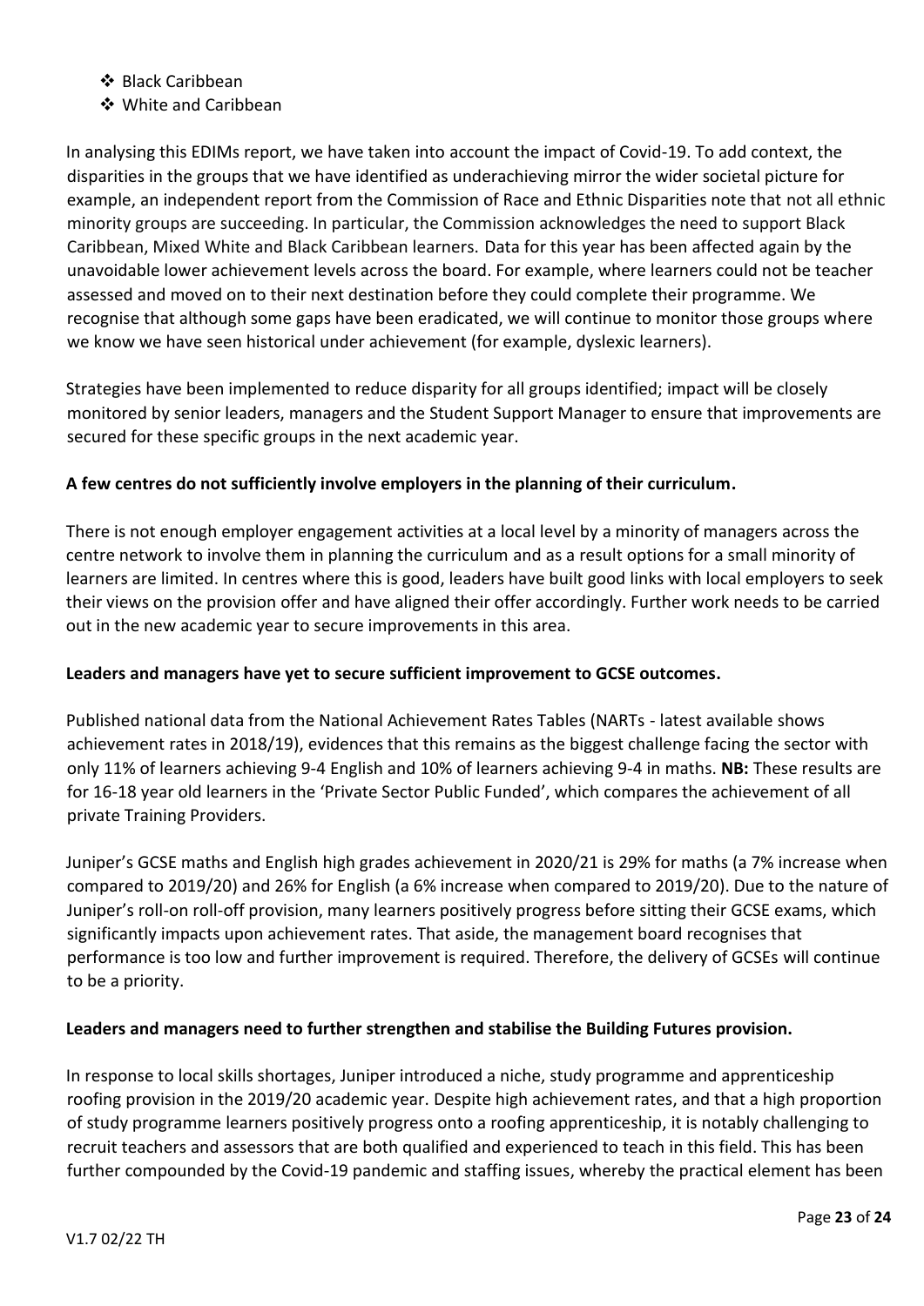- ❖ Black Caribbean
- ❖ White and Caribbean

In analysing this EDIMs report, we have taken into account the impact of Covid-19. To add context, the disparities in the groups that we have identified as underachieving mirror the wider societal picture for example, an independent report from the Commission of Race and Ethnic Disparities note that not all ethnic minority groups are succeeding. In particular, the Commission acknowledges the need to support Black Caribbean, Mixed White and Black Caribbean learners. Data for this year has been affected again by the unavoidable lower achievement levels across the board. For example, where learners could not be teacher assessed and moved on to their next destination before they could complete their programme. We recognise that although some gaps have been eradicated, we will continue to monitor those groups where we know we have seen historical under achievement (for example, dyslexic learners).

Strategies have been implemented to reduce disparity for all groups identified; impact will be closely monitored by senior leaders, managers and the Student Support Manager to ensure that improvements are secured for these specific groups in the next academic year.

**A few centres do not sufficiently involve employers in the planning of their curriculum.**

There is not enough employer engagement activities at a local level by a minority of managers across the centre network to involve them in planning the curriculum and as a result options for a small minority of learners are limited. In centres where this is good, leaders have built good links with local employers to seek their views on the provision offer and have aligned their offer accordingly. Further work needs to be carried out in the new academic year to secure improvements in this area.

**Leaders and managers have yet to secure sufficient improvement to GCSE outcomes.**

Published national data from the National Achievement Rates Tables (NARTs - latest available shows achievement rates in 2018/19), evidences that this remains as the biggest challenge facing the sector with only 11% of learners achieving 9-4 English and 10% of learners achieving 9-4 in maths. **NB:** These results are for 16-18 year old learners in the 'Private Sector Public Funded', which compares the achievement of all private Training Providers.

Juniper's GCSE maths and English high grades achievement in 2020/21 is 29% for maths (a 7% increase when compared to 2019/20) and 26% for English (a 6% increase when compared to 2019/20). Due to the nature of Juniper's roll-on roll-off provision, many learners positively progress before sitting their GCSE exams, which significantly impacts upon achievement rates. That aside, the management board recognises that performance is too low and further improvement is required. Therefore, the delivery of GCSEs will continue to be a priority.

**Leaders and managers need to further strengthen and stabilise the Building Futures provision.**

In response to local skills shortages, Juniper introduced a niche, study programme and apprenticeship roofing provision in the 2019/20 academic year. Despite high achievement rates, and that a high proportion of study programme learners positively progress onto a roofing apprenticeship, it is notably challenging to recruit teachers and assessors that are both qualified and experienced to teach in this field. This has been further compounded by the Covid-19 pandemic and staffing issues, whereby the practical element has been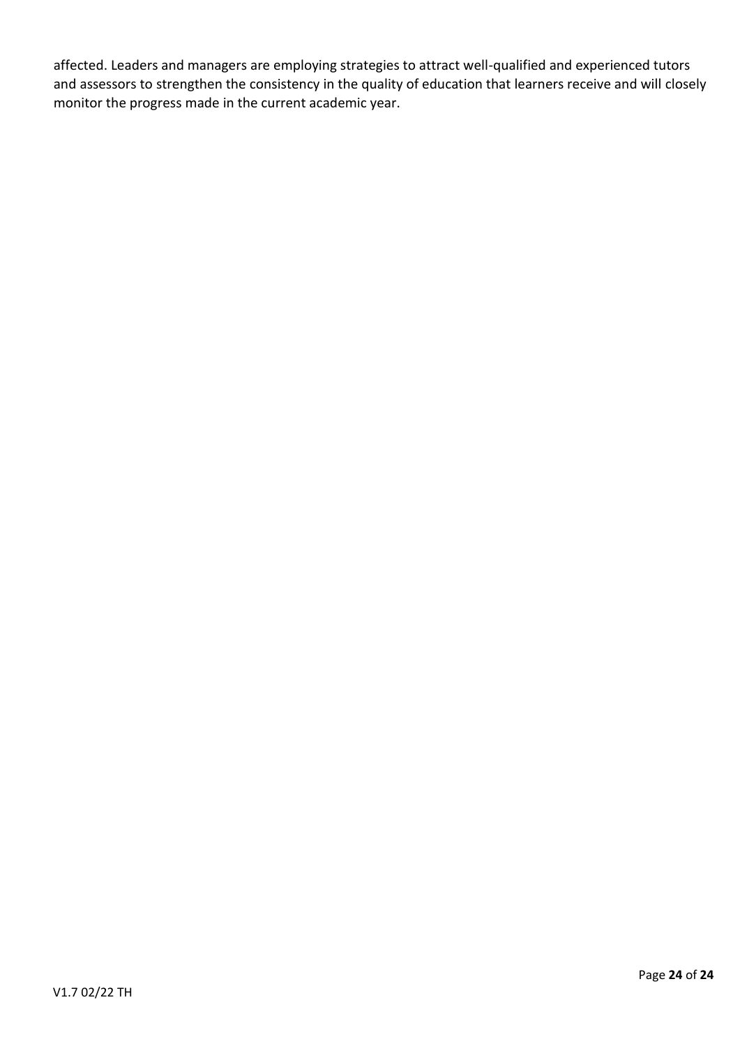affected. Leaders and managers are employing strategies to attract well-qualified and experienced tutors and assessors to strengthen the consistency in the quality of education that learners receive and will closely monitor the progress made in the current academic year.